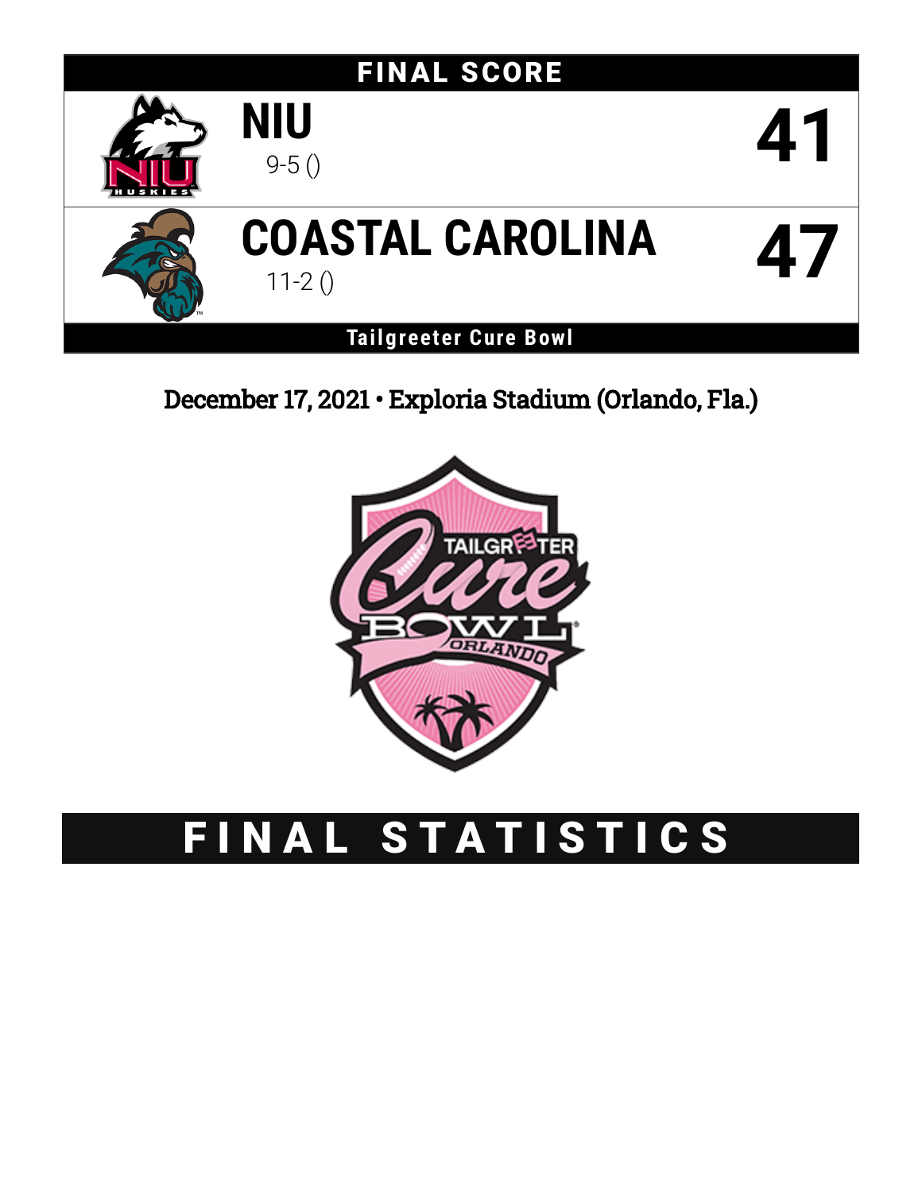# FINAL SCORE

| Team | Record | Score |
| --- | --- | --- |
| NIU | 9-5 () | 41 |
| COASTAL CAROLINA | 11-2 () | 47 |

**Tailgreeter Cure Bowl**

December 17, 2021 • Exploria Stadium (Orlando, Fla.)

# FINAL STATISTICS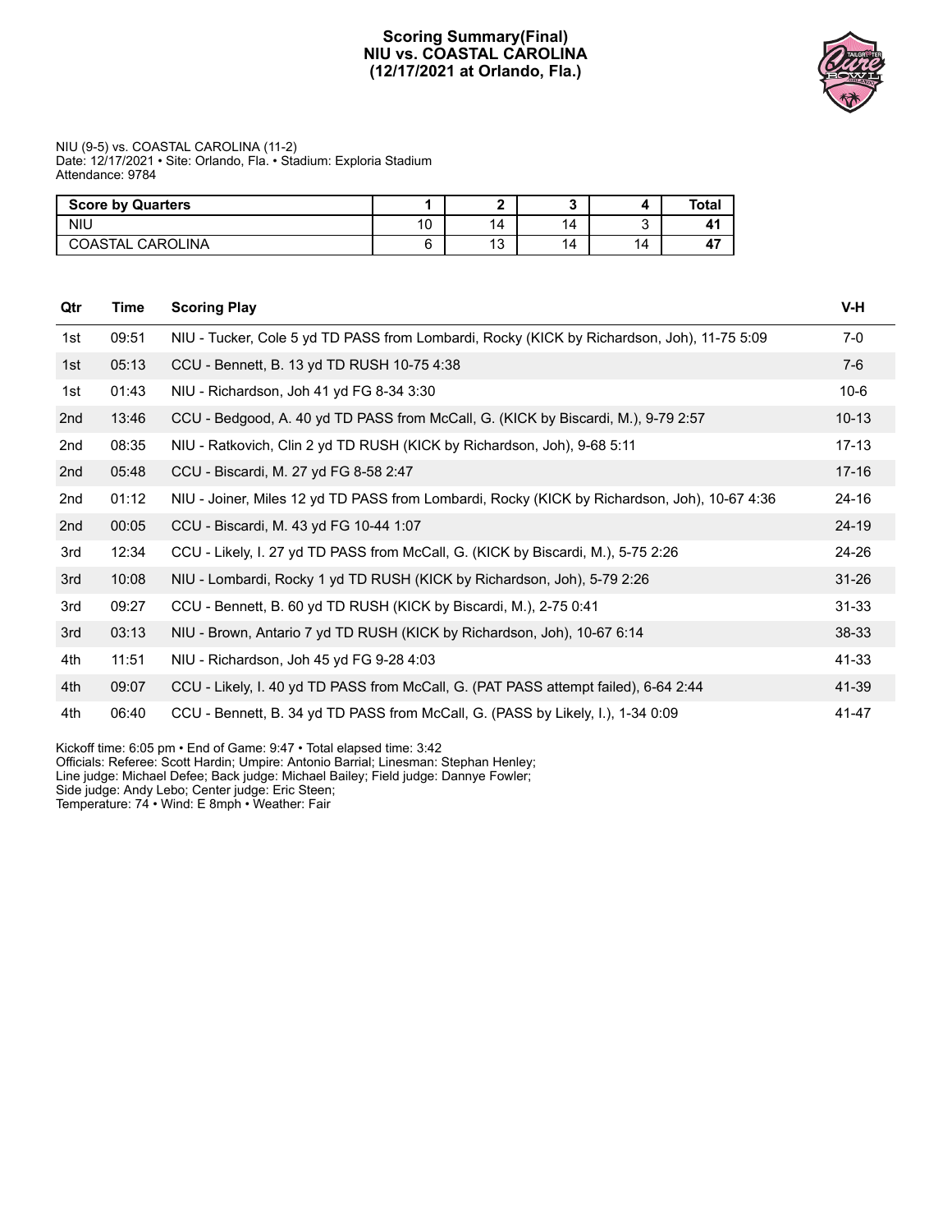# Scoring Summary(Final)
## NIU vs. COASTAL CAROLINA
## (12/17/2021 at Orlando, Fla.)

NIU (9-5) vs. COASTAL CAROLINA (11-2)
Date: 12/17/2021 • Site: Orlando, Fla. • Stadium: Exploria Stadium
Attendance: 9784

| Score by Quarters | 1 | 2 | 3 | 4 | Total |
|---|---|---|---|---|---|
| NIU | 10 | 14 | 14 | 3 | **41** |
| COASTAL CAROLINA | 6 | 13 | 14 | 14 | **47** |

| Qtr | Time | Scoring Play | V-H |
|---|---|---|---|
| 1st | 09:51 | NIU - Tucker, Cole 5 yd TD PASS from Lombardi, Rocky (KICK by Richardson, Joh), 11-75 5:09 | 7-0 |
| 1st | 05:13 | CCU - Bennett, B. 13 yd TD RUSH 10-75 4:38 | 7-6 |
| 1st | 01:43 | NIU - Richardson, Joh 41 yd FG 8-34 3:30 | 10-6 |
| 2nd | 13:46 | CCU - Bedgood, A. 40 yd TD PASS from McCall, G. (KICK by Biscardi, M.), 9-79 2:57 | 10-13 |
| 2nd | 08:35 | NIU - Ratkovich, Clin 2 yd TD RUSH (KICK by Richardson, Joh), 9-68 5:11 | 17-13 |
| 2nd | 05:48 | CCU - Biscardi, M. 27 yd FG 8-58 2:47 | 17-16 |
| 2nd | 01:12 | NIU - Joiner, Miles 12 yd TD PASS from Lombardi, Rocky (KICK by Richardson, Joh), 10-67 4:36 | 24-16 |
| 2nd | 00:05 | CCU - Biscardi, M. 43 yd FG 10-44 1:07 | 24-19 |
| 3rd | 12:34 | CCU - Likely, I. 27 yd TD PASS from McCall, G. (KICK by Biscardi, M.), 5-75 2:26 | 24-26 |
| 3rd | 10:08 | NIU - Lombardi, Rocky 1 yd TD RUSH (KICK by Richardson, Joh), 5-79 2:26 | 31-26 |
| 3rd | 09:27 | CCU - Bennett, B. 60 yd TD RUSH (KICK by Biscardi, M.), 2-75 0:41 | 31-33 |
| 3rd | 03:13 | NIU - Brown, Antario 7 yd TD RUSH (KICK by Richardson, Joh), 10-67 6:14 | 38-33 |
| 4th | 11:51 | NIU - Richardson, Joh 45 yd FG 9-28 4:03 | 41-33 |
| 4th | 09:07 | CCU - Likely, I. 40 yd TD PASS from McCall, G. (PAT PASS attempt failed), 6-64 2:44 | 41-39 |
| 4th | 06:40 | CCU - Bennett, B. 34 yd TD PASS from McCall, G. (PASS by Likely, I.), 1-34 0:09 | 41-47 |

Kickoff time: 6:05 pm • End of Game: 9:47 • Total elapsed time: 3:42
Officials: Referee: Scott Hardin; Umpire: Antonio Barrial; Linesman: Stephan Henley;
Line judge: Michael Defee; Back judge: Michael Bailey; Field judge: Dannye Fowler;
Side judge: Andy Lebo; Center judge: Eric Steen;
Temperature: 74 • Wind: E 8mph • Weather: Fair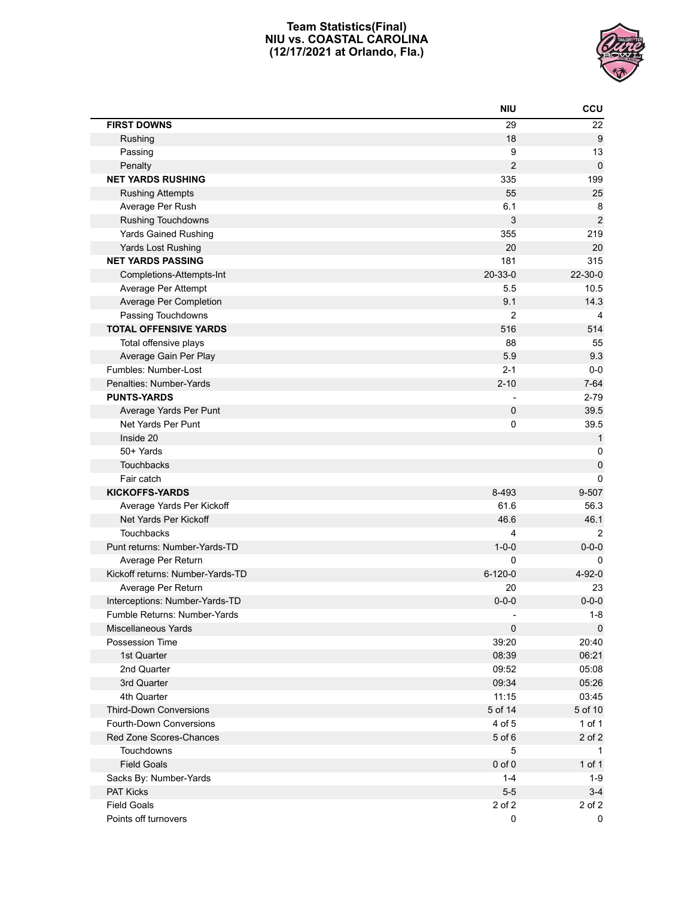# Team Statistics(Final)
## NIU vs. COASTAL CAROLINA
## (12/17/2021 at Orlando, Fla.)

| | NIU | CCU |
|---|---|---|
| **FIRST DOWNS** | 29 | 22 |
| Rushing | 18 | 9 |
| Passing | 9 | 13 |
| Penalty | 2 | 0 |
| **NET YARDS RUSHING** | 335 | 199 |
| Rushing Attempts | 55 | 25 |
| Average Per Rush | 6.1 | 8 |
| Rushing Touchdowns | 3 | 2 |
| Yards Gained Rushing | 355 | 219 |
| Yards Lost Rushing | 20 | 20 |
| **NET YARDS PASSING** | 181 | 315 |
| Completions-Attempts-Int | 20-33-0 | 22-30-0 |
| Average Per Attempt | 5.5 | 10.5 |
| Average Per Completion | 9.1 | 14.3 |
| Passing Touchdowns | 2 | 4 |
| **TOTAL OFFENSIVE YARDS** | 516 | 514 |
| Total offensive plays | 88 | 55 |
| Average Gain Per Play | 5.9 | 9.3 |
| Fumbles: Number-Lost | 2-1 | 0-0 |
| Penalties: Number-Yards | 2-10 | 7-64 |
| **PUNTS-YARDS** | - | 2-79 |
| Average Yards Per Punt | 0 | 39.5 |
| Net Yards Per Punt | 0 | 39.5 |
| Inside 20 | | 1 |
| 50+ Yards | | 0 |
| Touchbacks | | 0 |
| Fair catch | | 0 |
| **KICKOFFS-YARDS** | 8-493 | 9-507 |
| Average Yards Per Kickoff | 61.6 | 56.3 |
| Net Yards Per Kickoff | 46.6 | 46.1 |
| Touchbacks | 4 | 2 |
| Punt returns: Number-Yards-TD | 1-0-0 | 0-0-0 |
| Average Per Return | 0 | 0 |
| Kickoff returns: Number-Yards-TD | 6-120-0 | 4-92-0 |
| Average Per Return | 20 | 23 |
| Interceptions: Number-Yards-TD | 0-0-0 | 0-0-0 |
| Fumble Returns: Number-Yards | - | 1-8 |
| Miscellaneous Yards | 0 | 0 |
| Possession Time | 39:20 | 20:40 |
| 1st Quarter | 08:39 | 06:21 |
| 2nd Quarter | 09:52 | 05:08 |
| 3rd Quarter | 09:34 | 05:26 |
| 4th Quarter | 11:15 | 03:45 |
| Third-Down Conversions | 5 of 14 | 5 of 10 |
| Fourth-Down Conversions | 4 of 5 | 1 of 1 |
| Red Zone Scores-Chances | 5 of 6 | 2 of 2 |
| Touchdowns | 5 | 1 |
| Field Goals | 0 of 0 | 1 of 1 |
| Sacks By: Number-Yards | 1-4 | 1-9 |
| PAT Kicks | 5-5 | 3-4 |
| Field Goals | 2 of 2 | 2 of 2 |
| Points off turnovers | 0 | 0 |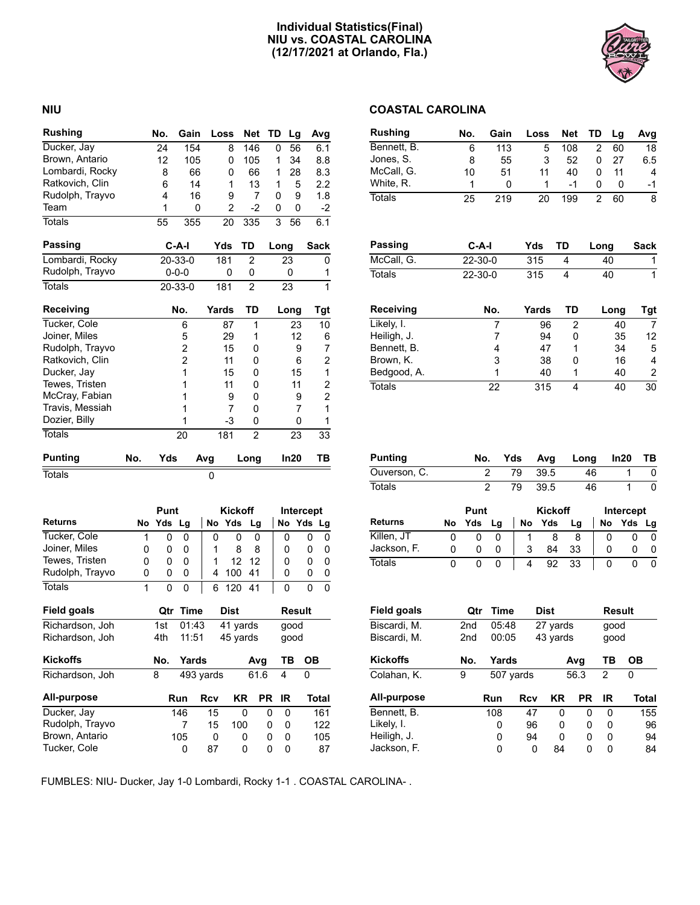# Individual Statistics(Final)
## NIU vs. COASTAL CAROLINA
### (12/17/2021 at Orlando, Fla.)

## NIU

| Rushing | No. | Gain | Loss | Net | TD | Lg | Avg |
|---|---|---|---|---|---|---|---|
| Ducker, Jay | 24 | 154 | 8 | 146 | 0 | 56 | 6.1 |
| Brown, Antario | 12 | 105 | 0 | 105 | 1 | 34 | 8.8 |
| Lombardi, Rocky | 8 | 66 | 0 | 66 | 1 | 28 | 8.3 |
| Ratkovich, Clin | 6 | 14 | 1 | 13 | 1 | 5 | 2.2 |
| Rudolph, Trayvo | 4 | 16 | 9 | 7 | 0 | 9 | 1.8 |
| Team | 1 | 0 | 2 | -2 | 0 | 0 | -2 |
| Totals | 55 | 355 | 20 | 335 | 3 | 56 | 6.1 |

| Passing | C-A-I | Yds | TD | Long | Sack |
|---|---|---|---|---|---|
| Lombardi, Rocky | 20-33-0 | 181 | 2 | 23 | 0 |
| Rudolph, Trayvo | 0-0-0 | 0 | 0 | 0 | 1 |
| Totals | 20-33-0 | 181 | 2 | 23 | 1 |

| Receiving | No. | Yards | TD | Long | Tgt |
|---|---|---|---|---|---|
| Tucker, Cole | 6 | 87 | 1 | 23 | 10 |
| Joiner, Miles | 5 | 29 | 1 | 12 | 6 |
| Rudolph, Trayvo | 2 | 15 | 0 | 9 | 7 |
| Ratkovich, Clin | 2 | 11 | 0 | 6 | 2 |
| Ducker, Jay | 1 | 15 | 0 | 15 | 1 |
| Tewes, Tristen | 1 | 11 | 0 | 11 | 2 |
| McCray, Fabian | 1 | 9 | 0 | 9 | 2 |
| Travis, Messiah | 1 | 7 | 0 | 7 | 1 |
| Dozier, Billy | 1 | -3 | 0 | 0 | 1 |
| Totals | 20 | 181 | 2 | 23 | 33 |

| Punting | No. | Yds | Avg | Long | In20 | TB |
|---|---|---|---|---|---|---|
| Totals | | | 0 | | | |

| | Punt | | | Kickoff | | | Intercept | | |
|---|---|---|---|---|---|---|---|---|---|
| Returns | No | Yds | Lg | No | Yds | Lg | No | Yds | Lg |
| Tucker, Cole | 1 | 0 | 0 | 0 | 0 | 0 | 0 | 0 | 0 |
| Joiner, Miles | 0 | 0 | 0 | 1 | 8 | 8 | 0 | 0 | 0 |
| Tewes, Tristen | 0 | 0 | 0 | 1 | 12 | 12 | 0 | 0 | 0 |
| Rudolph, Trayvo | 0 | 0 | 0 | 4 | 100 | 41 | 0 | 0 | 0 |
| Totals | 1 | 0 | 0 | 6 | 120 | 41 | 0 | 0 | 0 |

| Field goals | Qtr | Time | Dist | Result |
|---|---|---|---|---|
| Richardson, Joh | 1st | 01:43 | 41 yards | good |
| Richardson, Joh | 4th | 11:51 | 45 yards | good |

| Kickoffs | No. | Yards | Avg | TB | OB |
|---|---|---|---|---|---|
| Richardson, Joh | 8 | 493 yards | 61.6 | 4 | 0 |

| All-purpose | Run | Rcv | KR | PR | IR | Total |
|---|---|---|---|---|---|---|
| Ducker, Jay | 146 | 15 | 0 | 0 | 0 | 161 |
| Rudolph, Trayvo | 7 | 15 | 100 | 0 | 0 | 122 |
| Brown, Antario | 105 | 0 | 0 | 0 | 0 | 105 |
| Tucker, Cole | 0 | 87 | 0 | 0 | 0 | 87 |

## COASTAL CAROLINA

| Rushing | No. | Gain | Loss | Net | TD | Lg | Avg |
|---|---|---|---|---|---|---|---|
| Bennett, B. | 6 | 113 | 5 | 108 | 2 | 60 | 18 |
| Jones, S. | 8 | 55 | 3 | 52 | 0 | 27 | 6.5 |
| McCall, G. | 10 | 51 | 11 | 40 | 0 | 11 | 4 |
| White, R. | 1 | 0 | 1 | -1 | 0 | 0 | -1 |
| Totals | 25 | 219 | 20 | 199 | 2 | 60 | 8 |

| Passing | C-A-I | Yds | TD | Long | Sack |
|---|---|---|---|---|---|
| McCall, G. | 22-30-0 | 315 | 4 | 40 | 1 |
| Totals | 22-30-0 | 315 | 4 | 40 | 1 |

| Receiving | No. | Yards | TD | Long | Tgt |
|---|---|---|---|---|---|
| Likely, I. | 7 | 96 | 2 | 40 | 7 |
| Heiligh, J. | 7 | 94 | 0 | 35 | 12 |
| Bennett, B. | 4 | 47 | 1 | 34 | 5 |
| Brown, K. | 3 | 38 | 0 | 16 | 4 |
| Bedgood, A. | 1 | 40 | 1 | 40 | 2 |
| Totals | 22 | 315 | 4 | 40 | 30 |

| Punting | No. | Yds | Avg | Long | In20 | TB |
|---|---|---|---|---|---|---|
| Ouverson, C. | 2 | 79 | 39.5 | 46 | 1 | 0 |
| Totals | 2 | 79 | 39.5 | 46 | 1 | 0 |

| | Punt | | | Kickoff | | | Intercept | | |
|---|---|---|---|---|---|---|---|---|---|
| Returns | No | Yds | Lg | No | Yds | Lg | No | Yds | Lg |
| Killen, JT | 0 | 0 | 0 | 1 | 8 | 8 | 0 | 0 | 0 |
| Jackson, F. | 0 | 0 | 0 | 3 | 84 | 33 | 0 | 0 | 0 |
| Totals | 0 | 0 | 0 | 4 | 92 | 33 | 0 | 0 | 0 |

| Field goals | Qtr | Time | Dist | Result |
|---|---|---|---|---|
| Biscardi, M. | 2nd | 05:48 | 27 yards | good |
| Biscardi, M. | 2nd | 00:05 | 43 yards | good |

| Kickoffs | No. | Yards | Avg | TB | OB |
|---|---|---|---|---|---|
| Colahan, K. | 9 | 507 yards | 56.3 | 2 | 0 |

| All-purpose | Run | Rcv | KR | PR | IR | Total |
|---|---|---|---|---|---|---|
| Bennett, B. | 108 | 47 | 0 | 0 | 0 | 155 |
| Likely, I. | 0 | 96 | 0 | 0 | 0 | 96 |
| Heiligh, J. | 0 | 94 | 0 | 0 | 0 | 94 |
| Jackson, F. | 0 | 0 | 84 | 0 | 0 | 84 |

FUMBLES: NIU- Ducker, Jay 1-0 Lombardi, Rocky 1-1 . COASTAL CAROLINA- .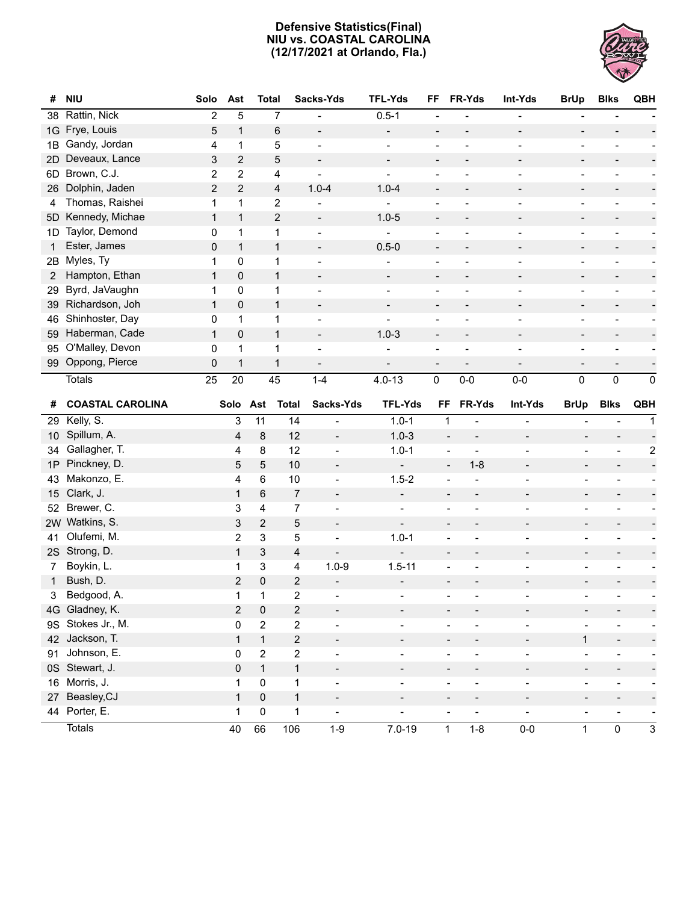**Defensive Statistics(Final)**
**NIU vs. COASTAL CAROLINA**
**(12/17/2021 at Orlando, Fla.)**

| # | NIU | Solo | Ast | Total | Sacks-Yds | TFL-Yds | FF | FR-Yds | Int-Yds | BrUp | Blks | QBH |
|---|---|---|---|---|---|---|---|---|---|---|---|---|
| 38 | Rattin, Nick | 2 | 5 | 7 | - | 0.5-1 | - | - | - | - | - | - |
| 1G | Frye, Louis | 5 | 1 | 6 | - | - | - | - | - | - | - | - |
| 1B | Gandy, Jordan | 4 | 1 | 5 | - | - | - | - | - | - | - | - |
| 2D | Deveaux, Lance | 3 | 2 | 5 | - | - | - | - | - | - | - | - |
| 6D | Brown, C.J. | 2 | 2 | 4 | - | - | - | - | - | - | - | - |
| 26 | Dolphin, Jaden | 2 | 2 | 4 | 1.0-4 | 1.0-4 | - | - | - | - | - | - |
| 4 | Thomas, Raishei | 1 | 1 | 2 | - | - | - | - | - | - | - | - |
| 5D | Kennedy, Michae | 1 | 1 | 2 | - | 1.0-5 | - | - | - | - | - | - |
| 1D | Taylor, Demond | 0 | 1 | 1 | - | - | - | - | - | - | - | - |
| 1 | Ester, James | 0 | 1 | 1 | - | 0.5-0 | - | - | - | - | - | - |
| 2B | Myles, Ty | 1 | 0 | 1 | - | - | - | - | - | - | - | - |
| 2 | Hampton, Ethan | 1 | 0 | 1 | - | - | - | - | - | - | - | - |
| 29 | Byrd, JaVaughn | 1 | 0 | 1 | - | - | - | - | - | - | - | - |
| 39 | Richardson, Joh | 1 | 0 | 1 | - | - | - | - | - | - | - | - |
| 46 | Shinhoster, Day | 0 | 1 | 1 | - | - | - | - | - | - | - | - |
| 59 | Haberman, Cade | 1 | 0 | 1 | - | 1.0-3 | - | - | - | - | - | - |
| 95 | O'Malley, Devon | 0 | 1 | 1 | - | - | - | - | - | - | - | - |
| 99 | Oppong, Pierce | 0 | 1 | 1 | - | - | - | - | - | - | - | - |
| | Totals | 25 | 20 | 45 | 1-4 | 4.0-13 | 0 | 0-0 | 0-0 | 0 | 0 | 0 |

| # | COASTAL CAROLINA | Solo | Ast | Total | Sacks-Yds | TFL-Yds | FF | FR-Yds | Int-Yds | BrUp | Blks | QBH |
|---|---|---|---|---|---|---|---|---|---|---|---|---|
| 29 | Kelly, S. | 3 | 11 | 14 | - | 1.0-1 | 1 | - | - | - | - | 1 |
| 10 | Spillum, A. | 4 | 8 | 12 | - | 1.0-3 | - | - | - | - | - | - |
| 34 | Gallagher, T. | 4 | 8 | 12 | - | 1.0-1 | - | - | - | - | - | 2 |
| 1P | Pinckney, D. | 5 | 5 | 10 | - | - | - | 1-8 | - | - | - | - |
| 43 | Makonzo, E. | 4 | 6 | 10 | - | 1.5-2 | - | - | - | - | - | - |
| 15 | Clark, J. | 1 | 6 | 7 | - | - | - | - | - | - | - | - |
| 52 | Brewer, C. | 3 | 4 | 7 | - | - | - | - | - | - | - | - |
| 2W | Watkins, S. | 3 | 2 | 5 | - | - | - | - | - | - | - | - |
| 41 | Olufemi, M. | 2 | 3 | 5 | - | 1.0-1 | - | - | - | - | - | - |
| 2S | Strong, D. | 1 | 3 | 4 | - | - | - | - | - | - | - | - |
| 7 | Boykin, L. | 1 | 3 | 4 | 1.0-9 | 1.5-11 | - | - | - | - | - | - |
| 1 | Bush, D. | 2 | 0 | 2 | - | - | - | - | - | - | - | - |
| 3 | Bedgood, A. | 1 | 1 | 2 | - | - | - | - | - | - | - | - |
| 4G | Gladney, K. | 2 | 0 | 2 | - | - | - | - | - | - | - | - |
| 9S | Stokes Jr., M. | 0 | 2 | 2 | - | - | - | - | - | - | - | - |
| 42 | Jackson, T. | 1 | 1 | 2 | - | - | - | - | - | 1 | - | - |
| 91 | Johnson, E. | 0 | 2 | 2 | - | - | - | - | - | - | - | - |
| 0S | Stewart, J. | 0 | 1 | 1 | - | - | - | - | - | - | - | - |
| 16 | Morris, J. | 1 | 0 | 1 | - | - | - | - | - | - | - | - |
| 27 | Beasley,CJ | 1 | 0 | 1 | - | - | - | - | - | - | - | - |
| 44 | Porter, E. | 1 | 0 | 1 | - | - | - | - | - | - | - | - |
| | Totals | 40 | 66 | 106 | 1-9 | 7.0-19 | 1 | 1-8 | 0-0 | 1 | 0 | 3 |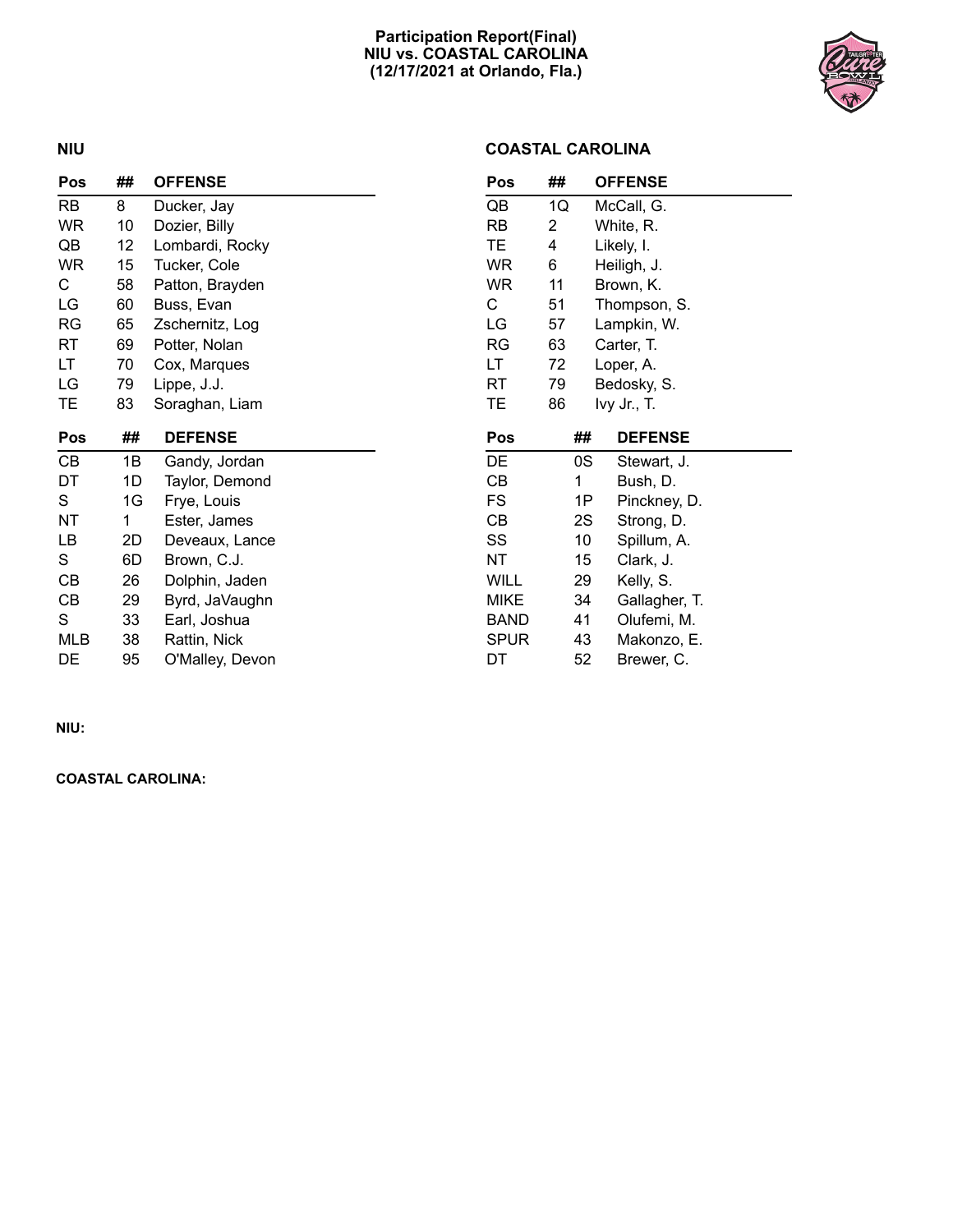**Participation Report(Final)**
**NIU vs. COASTAL CAROLINA**
**(12/17/2021 at Orlando, Fla.)**

## NIU

| Pos | ## | OFFENSE |
|---|---|---|
| RB | 8 | Ducker, Jay |
| WR | 10 | Dozier, Billy |
| QB | 12 | Lombardi, Rocky |
| WR | 15 | Tucker, Cole |
| C | 58 | Patton, Brayden |
| LG | 60 | Buss, Evan |
| RG | 65 | Zschernitz, Log |
| RT | 69 | Potter, Nolan |
| LT | 70 | Cox, Marques |
| LG | 79 | Lippe, J.J. |
| TE | 83 | Soraghan, Liam |

| Pos | ## | DEFENSE |
|---|---|---|
| CB | 1B | Gandy, Jordan |
| DT | 1D | Taylor, Demond |
| S | 1G | Frye, Louis |
| NT | 1 | Ester, James |
| LB | 2D | Deveaux, Lance |
| S | 6D | Brown, C.J. |
| CB | 26 | Dolphin, Jaden |
| CB | 29 | Byrd, JaVaughn |
| S | 33 | Earl, Joshua |
| MLB | 38 | Rattin, Nick |
| DE | 95 | O'Malley, Devon |

## COASTAL CAROLINA

| Pos | ## | OFFENSE |
|---|---|---|
| QB | 1Q | McCall, G. |
| RB | 2 | White, R. |
| TE | 4 | Likely, I. |
| WR | 6 | Heiligh, J. |
| WR | 11 | Brown, K. |
| C | 51 | Thompson, S. |
| LG | 57 | Lampkin, W. |
| RG | 63 | Carter, T. |
| LT | 72 | Loper, A. |
| RT | 79 | Bedosky, S. |
| TE | 86 | Ivy Jr., T. |

| Pos | ## | DEFENSE |
|---|---|---|
| DE | 0S | Stewart, J. |
| CB | 1 | Bush, D. |
| FS | 1P | Pinckney, D. |
| CB | 2S | Strong, D. |
| SS | 10 | Spillum, A. |
| NT | 15 | Clark, J. |
| WILL | 29 | Kelly, S. |
| MIKE | 34 | Gallagher, T. |
| BAND | 41 | Olufemi, M. |
| SPUR | 43 | Makonzo, E. |
| DT | 52 | Brewer, C. |

**NIU:**

**COASTAL CAROLINA:**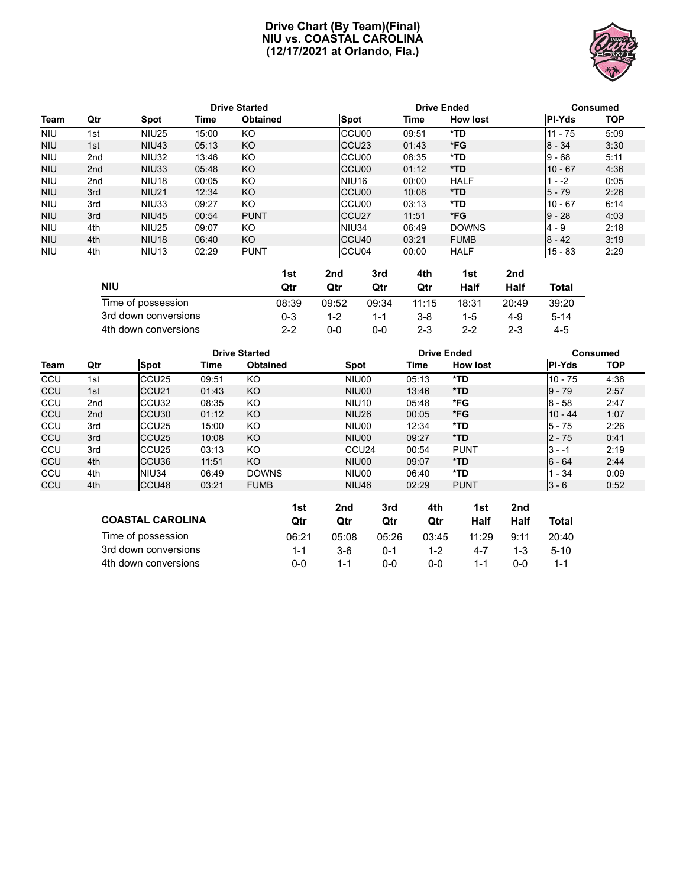# Drive Chart (By Team)(Final)
## NIU vs. COASTAL CAROLINA
## (12/17/2021 at Orlando, Fla.)

| | | Drive Started | | | Drive Ended | | | Consumed | |
|---|---|---|---|---|---|---|---|---|---|
| Team | Qtr | Spot | Time | Obtained | Spot | Time | How lost | Pl-Yds | TOP |
| NIU | 1st | NIU25 | 15:00 | KO | CCU00 | 09:51 | *TD | 11 - 75 | 5:09 |
| NIU | 1st | NIU43 | 05:13 | KO | CCU23 | 01:43 | *FG | 8 - 34 | 3:30 |
| NIU | 2nd | NIU32 | 13:46 | KO | CCU00 | 08:35 | *TD | 9 - 68 | 5:11 |
| NIU | 2nd | NIU33 | 05:48 | KO | CCU00 | 01:12 | *TD | 10 - 67 | 4:36 |
| NIU | 2nd | NIU18 | 00:05 | KO | NIU16 | 00:00 | HALF | 1 - -2 | 0:05 |
| NIU | 3rd | NIU21 | 12:34 | KO | CCU00 | 10:08 | *TD | 5 - 79 | 2:26 |
| NIU | 3rd | NIU33 | 09:27 | KO | CCU00 | 03:13 | *TD | 10 - 67 | 6:14 |
| NIU | 3rd | NIU45 | 00:54 | PUNT | CCU27 | 11:51 | *FG | 9 - 28 | 4:03 |
| NIU | 4th | NIU25 | 09:07 | KO | NIU34 | 06:49 | DOWNS | 4 - 9 | 2:18 |
| NIU | 4th | NIU18 | 06:40 | KO | CCU40 | 03:21 | FUMB | 8 - 42 | 3:19 |
| NIU | 4th | NIU13 | 02:29 | PUNT | CCU04 | 00:00 | HALF | 15 - 83 | 2:29 |

| NIU | 1st Qtr | 2nd Qtr | 3rd Qtr | 4th Qtr | 1st Half | 2nd Half | Total |
|---|---|---|---|---|---|---|---|
| Time of possession | 08:39 | 09:52 | 09:34 | 11:15 | 18:31 | 20:49 | 39:20 |
| 3rd down conversions | 0-3 | 1-2 | 1-1 | 3-8 | 1-5 | 4-9 | 5-14 |
| 4th down conversions | 2-2 | 0-0 | 0-0 | 2-3 | 2-2 | 2-3 | 4-5 |

| | | Drive Started | | | Drive Ended | | | Consumed | |
|---|---|---|---|---|---|---|---|---|---|
| Team | Qtr | Spot | Time | Obtained | Spot | Time | How lost | Pl-Yds | TOP |
| CCU | 1st | CCU25 | 09:51 | KO | NIU00 | 05:13 | *TD | 10 - 75 | 4:38 |
| CCU | 1st | CCU21 | 01:43 | KO | NIU00 | 13:46 | *TD | 9 - 79 | 2:57 |
| CCU | 2nd | CCU32 | 08:35 | KO | NIU10 | 05:48 | *FG | 8 - 58 | 2:47 |
| CCU | 2nd | CCU30 | 01:12 | KO | NIU26 | 00:05 | *FG | 10 - 44 | 1:07 |
| CCU | 3rd | CCU25 | 15:00 | KO | NIU00 | 12:34 | *TD | 5 - 75 | 2:26 |
| CCU | 3rd | CCU25 | 10:08 | KO | NIU00 | 09:27 | *TD | 2 - 75 | 0:41 |
| CCU | 3rd | CCU25 | 03:13 | KO | CCU24 | 00:54 | PUNT | 3 - -1 | 2:19 |
| CCU | 4th | CCU36 | 11:51 | KO | NIU00 | 09:07 | *TD | 6 - 64 | 2:44 |
| CCU | 4th | NIU34 | 06:49 | DOWNS | NIU00 | 06:40 | *TD | 1 - 34 | 0:09 |
| CCU | 4th | CCU48 | 03:21 | FUMB | NIU46 | 02:29 | PUNT | 3 - 6 | 0:52 |

| COASTAL CAROLINA | 1st Qtr | 2nd Qtr | 3rd Qtr | 4th Qtr | 1st Half | 2nd Half | Total |
|---|---|---|---|---|---|---|---|
| Time of possession | 06:21 | 05:08 | 05:26 | 03:45 | 11:29 | 9:11 | 20:40 |
| 3rd down conversions | 1-1 | 3-6 | 0-1 | 1-2 | 4-7 | 1-3 | 5-10 |
| 4th down conversions | 0-0 | 1-1 | 0-0 | 0-0 | 1-1 | 0-0 | 1-1 |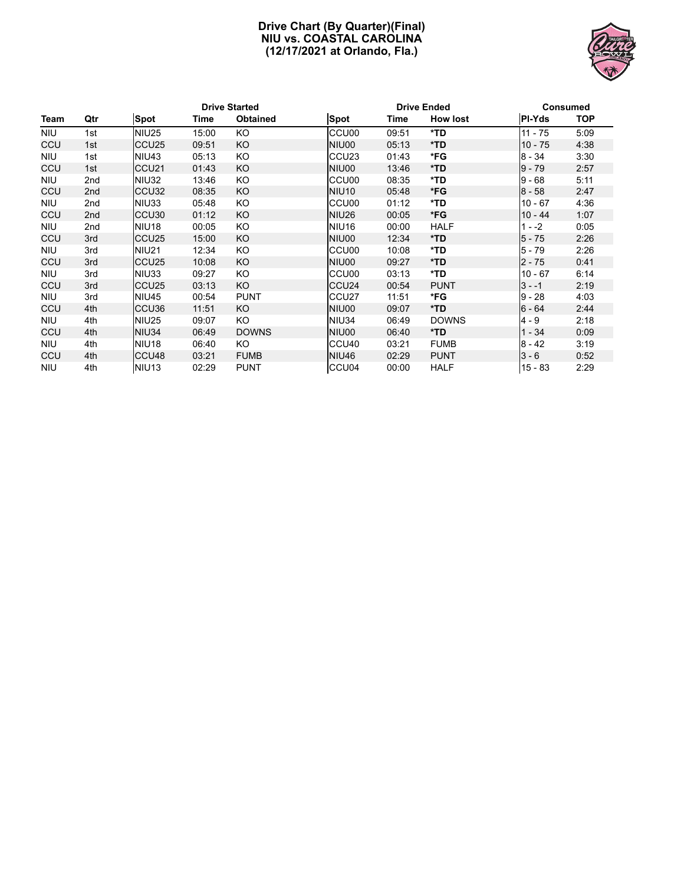# Drive Chart (By Quarter)(Final)
## NIU vs. COASTAL CAROLINA
## (12/17/2021 at Orlando, Fla.)

| Team | Qtr | Drive Started | | | Drive Ended | | | Consumed | |
|---|---|---|---|---|---|---|---|---|---|
| | | Spot | Time | Obtained | Spot | Time | How lost | Pl-Yds | TOP |
| NIU | 1st | NIU25 | 15:00 | KO | CCU00 | 09:51 | *TD | 11 - 75 | 5:09 |
| CCU | 1st | CCU25 | 09:51 | KO | NIU00 | 05:13 | *TD | 10 - 75 | 4:38 |
| NIU | 1st | NIU43 | 05:13 | KO | CCU23 | 01:43 | *FG | 8 - 34 | 3:30 |
| CCU | 1st | CCU21 | 01:43 | KO | NIU00 | 13:46 | *TD | 9 - 79 | 2:57 |
| NIU | 2nd | NIU32 | 13:46 | KO | CCU00 | 08:35 | *TD | 9 - 68 | 5:11 |
| CCU | 2nd | CCU32 | 08:35 | KO | NIU10 | 05:48 | *FG | 8 - 58 | 2:47 |
| NIU | 2nd | NIU33 | 05:48 | KO | CCU00 | 01:12 | *TD | 10 - 67 | 4:36 |
| CCU | 2nd | CCU30 | 01:12 | KO | NIU26 | 00:05 | *FG | 10 - 44 | 1:07 |
| NIU | 2nd | NIU18 | 00:05 | KO | NIU16 | 00:00 | HALF | 1 - -2 | 0:05 |
| CCU | 3rd | CCU25 | 15:00 | KO | NIU00 | 12:34 | *TD | 5 - 75 | 2:26 |
| NIU | 3rd | NIU21 | 12:34 | KO | CCU00 | 10:08 | *TD | 5 - 79 | 2:26 |
| CCU | 3rd | CCU25 | 10:08 | KO | NIU00 | 09:27 | *TD | 2 - 75 | 0:41 |
| NIU | 3rd | NIU33 | 09:27 | KO | CCU00 | 03:13 | *TD | 10 - 67 | 6:14 |
| CCU | 3rd | CCU25 | 03:13 | KO | CCU24 | 00:54 | PUNT | 3 - -1 | 2:19 |
| NIU | 3rd | NIU45 | 00:54 | PUNT | CCU27 | 11:51 | *FG | 9 - 28 | 4:03 |
| CCU | 4th | CCU36 | 11:51 | KO | NIU00 | 09:07 | *TD | 6 - 64 | 2:44 |
| NIU | 4th | NIU25 | 09:07 | KO | NIU34 | 06:49 | DOWNS | 4 - 9 | 2:18 |
| CCU | 4th | NIU34 | 06:49 | DOWNS | NIU00 | 06:40 | *TD | 1 - 34 | 0:09 |
| NIU | 4th | NIU18 | 06:40 | KO | CCU40 | 03:21 | FUMB | 8 - 42 | 3:19 |
| CCU | 4th | CCU48 | 03:21 | FUMB | NIU46 | 02:29 | PUNT | 3 - 6 | 0:52 |
| NIU | 4th | NIU13 | 02:29 | PUNT | CCU04 | 00:00 | HALF | 15 - 83 | 2:29 |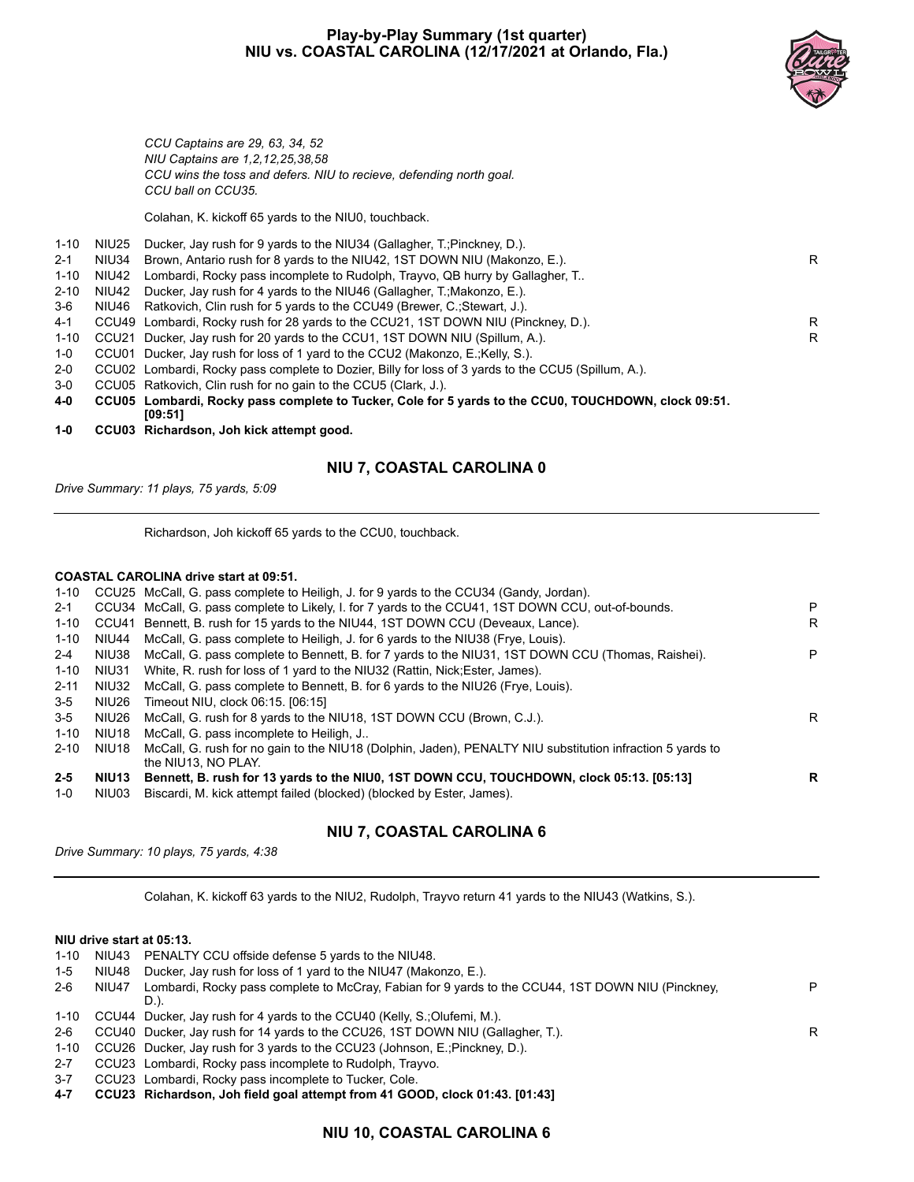# Play-by-Play Summary (1st quarter)
## NIU vs. COASTAL CAROLINA (12/17/2021 at Orlando, Fla.)

*CCU Captains are 29, 63, 34, 52*
*NIU Captains are 1,2,12,25,38,58*
*CCU wins the toss and defers. NIU to recieve, defending north goal.*
*CCU ball on CCU35.*

Colahan, K. kickoff 65 yards to the NIU0, touchback.

| Down | Spot | Play | |
|---|---|---|---|
| 1-10 | NIU25 | Ducker, Jay rush for 9 yards to the NIU34 (Gallagher, T.;Pinckney, D.). | |
| 2-1 | NIU34 | Brown, Antario rush for 8 yards to the NIU42, 1ST DOWN NIU (Makonzo, E.). | R |
| 1-10 | NIU42 | Lombardi, Rocky pass incomplete to Rudolph, Trayvo, QB hurry by Gallagher, T.. | |
| 2-10 | NIU42 | Ducker, Jay rush for 4 yards to the NIU46 (Gallagher, T.;Makonzo, E.). | |
| 3-6 | NIU46 | Ratkovich, Clin rush for 5 yards to the CCU49 (Brewer, C.;Stewart, J.). | |
| 4-1 | CCU49 | Lombardi, Rocky rush for 28 yards to the CCU21, 1ST DOWN NIU (Pinckney, D.). | R |
| 1-10 | CCU21 | Ducker, Jay rush for 20 yards to the CCU1, 1ST DOWN NIU (Spillum, A.). | R |
| 1-0 | CCU01 | Ducker, Jay rush for loss of 1 yard to the CCU2 (Makonzo, E.;Kelly, S.). | |
| 2-0 | CCU02 | Lombardi, Rocky pass complete to Dozier, Billy for loss of 3 yards to the CCU5 (Spillum, A.). | |
| 3-0 | CCU05 | Ratkovich, Clin rush for no gain to the CCU5 (Clark, J.). | |
| **4-0** | **CCU05** | **Lombardi, Rocky pass complete to Tucker, Cole for 5 yards to the CCU0, TOUCHDOWN, clock 09:51. [09:51]** | |
| **1-0** | **CCU03** | **Richardson, Joh kick attempt good.** | |

### NIU 7, COASTAL CAROLINA 0

*Drive Summary: 11 plays, 75 yards, 5:09*

---

Richardson, Joh kickoff 65 yards to the CCU0, touchback.

**COASTAL CAROLINA drive start at 09:51.**

| Down | Spot | Play | |
|---|---|---|---|
| 1-10 | CCU25 | McCall, G. pass complete to Heiligh, J. for 9 yards to the CCU34 (Gandy, Jordan). | |
| 2-1 | CCU34 | McCall, G. pass complete to Likely, I. for 7 yards to the CCU41, 1ST DOWN CCU, out-of-bounds. | P |
| 1-10 | CCU41 | Bennett, B. rush for 15 yards to the NIU44, 1ST DOWN CCU (Deveaux, Lance). | R |
| 1-10 | NIU44 | McCall, G. pass complete to Heiligh, J. for 6 yards to the NIU38 (Frye, Louis). | |
| 2-4 | NIU38 | McCall, G. pass complete to Bennett, B. for 7 yards to the NIU31, 1ST DOWN CCU (Thomas, Raishei). | P |
| 1-10 | NIU31 | White, R. rush for loss of 1 yard to the NIU32 (Rattin, Nick;Ester, James). | |
| 2-11 | NIU32 | McCall, G. pass complete to Bennett, B. for 6 yards to the NIU26 (Frye, Louis). | |
| 3-5 | NIU26 | Timeout NIU, clock 06:15. [06:15] | |
| 3-5 | NIU26 | McCall, G. rush for 8 yards to the NIU18, 1ST DOWN CCU (Brown, C.J.). | R |
| 1-10 | NIU18 | McCall, G. pass incomplete to Heiligh, J.. | |
| 2-10 | NIU18 | McCall, G. rush for no gain to the NIU18 (Dolphin, Jaden), PENALTY NIU substitution infraction 5 yards to the NIU13, NO PLAY. | |
| **2-5** | **NIU13** | **Bennett, B. rush for 13 yards to the NIU0, 1ST DOWN CCU, TOUCHDOWN, clock 05:13. [05:13]** | **R** |
| 1-0 | NIU03 | Biscardi, M. kick attempt failed (blocked) (blocked by Ester, James). | |

### NIU 7, COASTAL CAROLINA 6

*Drive Summary: 10 plays, 75 yards, 4:38*

---

Colahan, K. kickoff 63 yards to the NIU2, Rudolph, Trayvo return 41 yards to the NIU43 (Watkins, S.).

**NIU drive start at 05:13.**

| Down | Spot | Play | |
|---|---|---|---|
| 1-10 | NIU43 | PENALTY CCU offside defense 5 yards to the NIU48. | |
| 1-5 | NIU48 | Ducker, Jay rush for loss of 1 yard to the NIU47 (Makonzo, E.). | |
| 2-6 | NIU47 | Lombardi, Rocky pass complete to McCray, Fabian for 9 yards to the CCU44, 1ST DOWN NIU (Pinckney, D.). | P |
| 1-10 | CCU44 | Ducker, Jay rush for 4 yards to the CCU40 (Kelly, S.;Olufemi, M.). | |
| 2-6 | CCU40 | Ducker, Jay rush for 14 yards to the CCU26, 1ST DOWN NIU (Gallagher, T.). | R |
| 1-10 | CCU26 | Ducker, Jay rush for 3 yards to the CCU23 (Johnson, E.;Pinckney, D.). | |
| 2-7 | CCU23 | Lombardi, Rocky pass incomplete to Rudolph, Trayvo. | |
| 3-7 | CCU23 | Lombardi, Rocky pass incomplete to Tucker, Cole. | |
| **4-7** | **CCU23** | **Richardson, Joh field goal attempt from 41 GOOD, clock 01:43. [01:43]** | |

### NIU 10, COASTAL CAROLINA 6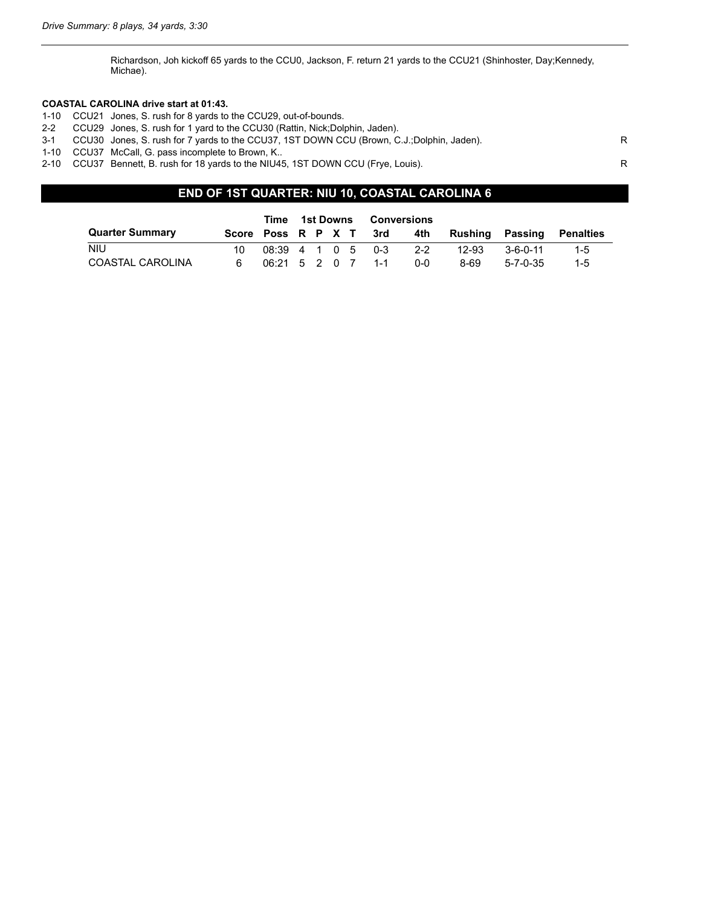*Drive Summary: 8 plays, 34 yards, 3:30*

---

Richardson, Joh kickoff 65 yards to the CCU0, Jackson, F. return 21 yards to the CCU21 (Shinhoster, Day;Kennedy, Michae).

**COASTAL CAROLINA drive start at 01:43.**

| | | | |
|---|---|---|---|
| 1-10 | CCU21 | Jones, S. rush for 8 yards to the CCU29, out-of-bounds. | |
| 2-2 | CCU29 | Jones, S. rush for 1 yard to the CCU30 (Rattin, Nick;Dolphin, Jaden). | |
| 3-1 | CCU30 | Jones, S. rush for 7 yards to the CCU37, 1ST DOWN CCU (Brown, C.J.;Dolphin, Jaden). | R |
| 1-10 | CCU37 | McCall, G. pass incomplete to Brown, K.. | |
| 2-10 | CCU37 | Bennett, B. rush for 18 yards to the NIU45, 1ST DOWN CCU (Frye, Louis). | R |

## END OF 1ST QUARTER: NIU 10, COASTAL CAROLINA 6

| Quarter Summary | Score | Time Poss | 1st Downs R | P | X | T | Conversions 3rd | 4th | Rushing | Passing | Penalties |
|---|---|---|---|---|---|---|---|---|---|---|---|
| NIU | 10 | 08:39 | 4 | 1 | 0 | 5 | 0-3 | 2-2 | 12-93 | 3-6-0-11 | 1-5 |
| COASTAL CAROLINA | 6 | 06:21 | 5 | 2 | 0 | 7 | 1-1 | 0-0 | 8-69 | 5-7-0-35 | 1-5 |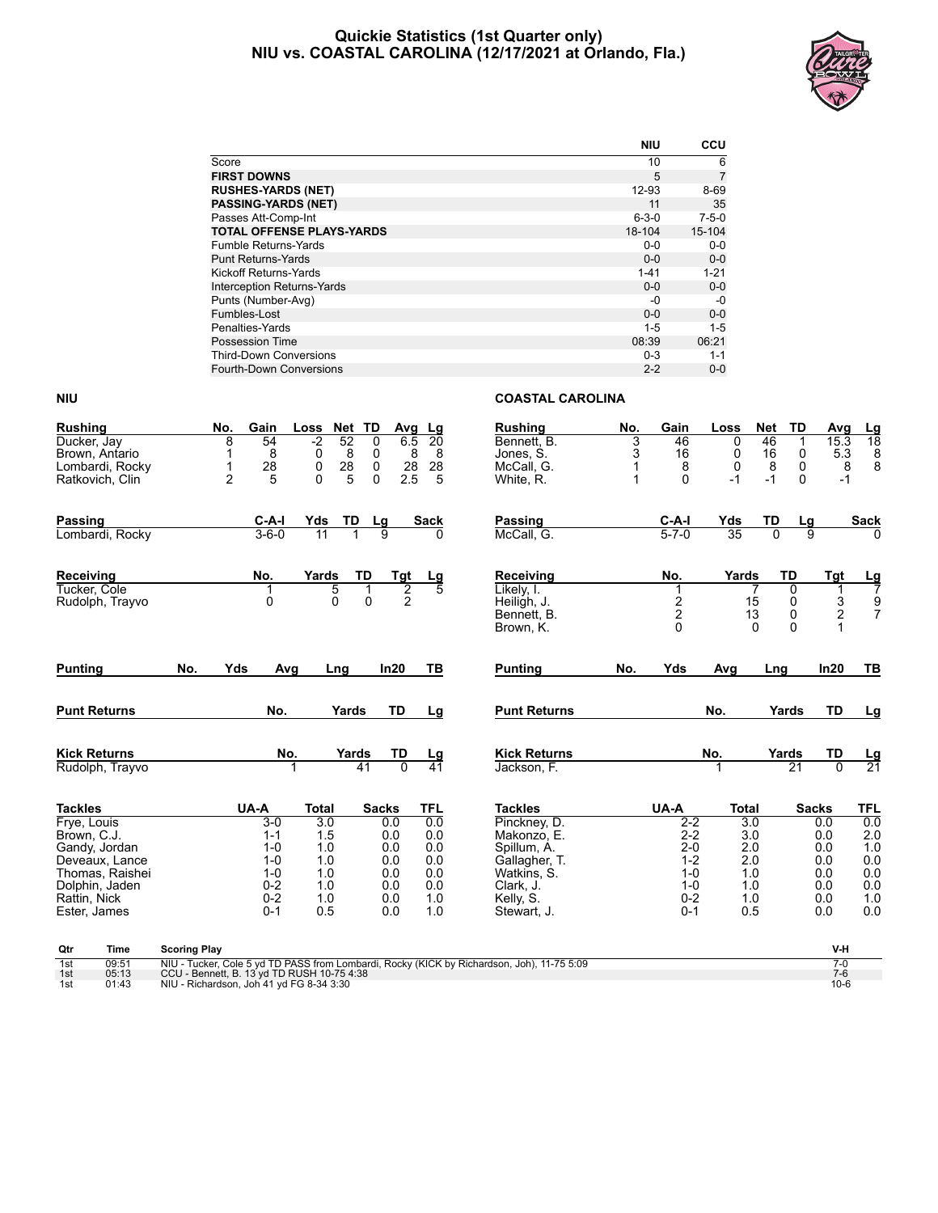# Quickie Statistics (1st Quarter only)
## NIU vs. COASTAL CAROLINA (12/17/2021 at Orlando, Fla.)

| | NIU | CCU |
|---|---|---|
| Score | 10 | 6 |
| **FIRST DOWNS** | 5 | 7 |
| **RUSHES-YARDS (NET)** | 12-93 | 8-69 |
| **PASSING-YARDS (NET)** | 11 | 35 |
| Passes Att-Comp-Int | 6-3-0 | 7-5-0 |
| **TOTAL OFFENSE PLAYS-YARDS** | 18-104 | 15-104 |
| Fumble Returns-Yards | 0-0 | 0-0 |
| Punt Returns-Yards | 0-0 | 0-0 |
| Kickoff Returns-Yards | 1-41 | 1-21 |
| Interception Returns-Yards | 0-0 | 0-0 |
| Punts (Number-Avg) | -0 | -0 |
| Fumbles-Lost | 0-0 | 0-0 |
| Penalties-Yards | 1-5 | 1-5 |
| Possession Time | 08:39 | 06:21 |
| Third-Down Conversions | 0-3 | 1-1 |
| Fourth-Down Conversions | 2-2 | 0-0 |

## NIU

| Rushing | No. | Gain | Loss | Net | TD | Avg | Lg |
|---|---|---|---|---|---|---|---|
| Ducker, Jay | 8 | 54 | -2 | 52 | 0 | 6.5 | 20 |
| Brown, Antario | 1 | 8 | 0 | 8 | 0 | 8 | 8 |
| Lombardi, Rocky | 1 | 28 | 0 | 28 | 0 | 28 | 28 |
| Ratkovich, Clin | 2 | 5 | 0 | 5 | 0 | 2.5 | 5 |

| Passing | C-A-I | Yds | TD | Lg | Sack |
|---|---|---|---|---|---|
| Lombardi, Rocky | 3-6-0 | 11 | 1 | 9 | 0 |

| Receiving | No. | Yards | TD | Tgt | Lg |
|---|---|---|---|---|---|
| Tucker, Cole | 1 | 5 | 1 | 2 | 5 |
| Rudolph, Trayvo | 0 | 0 | 0 | 2 | |

| Punting | No. | Yds | Avg | Lng | In20 | TB |
|---|---|---|---|---|---|---|

| Punt Returns | No. | Yards | TD | Lg |
|---|---|---|---|---|

| Kick Returns | No. | Yards | TD | Lg |
|---|---|---|---|---|
| Rudolph, Trayvo | 1 | 41 | 0 | 41 |

| Tackles | UA-A | Total | Sacks | TFL |
|---|---|---|---|---|
| Frye, Louis | 3-0 | 3.0 | 0.0 | 0.0 |
| Brown, C.J. | 1-1 | 1.5 | 0.0 | 0.0 |
| Gandy, Jordan | 1-0 | 1.0 | 0.0 | 0.0 |
| Deveaux, Lance | 1-0 | 1.0 | 0.0 | 0.0 |
| Thomas, Raishei | 1-0 | 1.0 | 0.0 | 0.0 |
| Dolphin, Jaden | 0-2 | 1.0 | 0.0 | 0.0 |
| Rattin, Nick | 0-2 | 1.0 | 0.0 | 1.0 |
| Ester, James | 0-1 | 0.5 | 0.0 | 1.0 |

## COASTAL CAROLINA

| Rushing | No. | Gain | Loss | Net | TD | Avg | Lg |
|---|---|---|---|---|---|---|---|
| Bennett, B. | 3 | 46 | 0 | 46 | 1 | 15.3 | 18 |
| Jones, S. | 3 | 16 | 0 | 16 | 0 | 5.3 | 8 |
| McCall, G. | 1 | 8 | 0 | 8 | 0 | 8 | 8 |
| White, R. | 1 | 0 | -1 | -1 | 0 | -1 | |

| Passing | C-A-I | Yds | TD | Lg | Sack |
|---|---|---|---|---|---|
| McCall, G. | 5-7-0 | 35 | 0 | 9 | 0 |

| Receiving | No. | Yards | TD | Tgt | Lg |
|---|---|---|---|---|---|
| Likely, I. | 1 | 7 | 0 | 1 | 7 |
| Heiligh, J. | 2 | 15 | 0 | 3 | 9 |
| Bennett, B. | 2 | 13 | 0 | 2 | 7 |
| Brown, K. | 0 | 0 | 0 | 1 | |

| Punting | No. | Yds | Avg | Lng | In20 | TB |
|---|---|---|---|---|---|---|

| Punt Returns | No. | Yards | TD | Lg |
|---|---|---|---|---|

| Kick Returns | No. | Yards | TD | Lg |
|---|---|---|---|---|
| Jackson, F. | 1 | 21 | 0 | 21 |

| Tackles | UA-A | Total | Sacks | TFL |
|---|---|---|---|---|
| Pinckney, D. | 2-2 | 3.0 | 0.0 | 0.0 |
| Makonzo, E. | 2-2 | 3.0 | 0.0 | 2.0 |
| Spillum, A. | 2-0 | 2.0 | 0.0 | 1.0 |
| Gallagher, T. | 1-2 | 2.0 | 0.0 | 0.0 |
| Watkins, S. | 1-0 | 1.0 | 0.0 | 0.0 |
| Clark, J. | 1-0 | 1.0 | 0.0 | 0.0 |
| Kelly, S. | 0-2 | 1.0 | 0.0 | 1.0 |
| Stewart, J. | 0-1 | 0.5 | 0.0 | 0.0 |

| Qtr | Time | Scoring Play | V-H |
|---|---|---|---|
| 1st | 09:51 | NIU - Tucker, Cole 5 yd TD PASS from Lombardi, Rocky (KICK by Richardson, Joh), 11-75 5:09 | 7-0 |
| 1st | 05:13 | CCU - Bennett, B. 13 yd TD RUSH 10-75 4:38 | 7-6 |
| 1st | 01:43 | NIU - Richardson, Joh 41 yd FG 8-34 3:30 | 10-6 |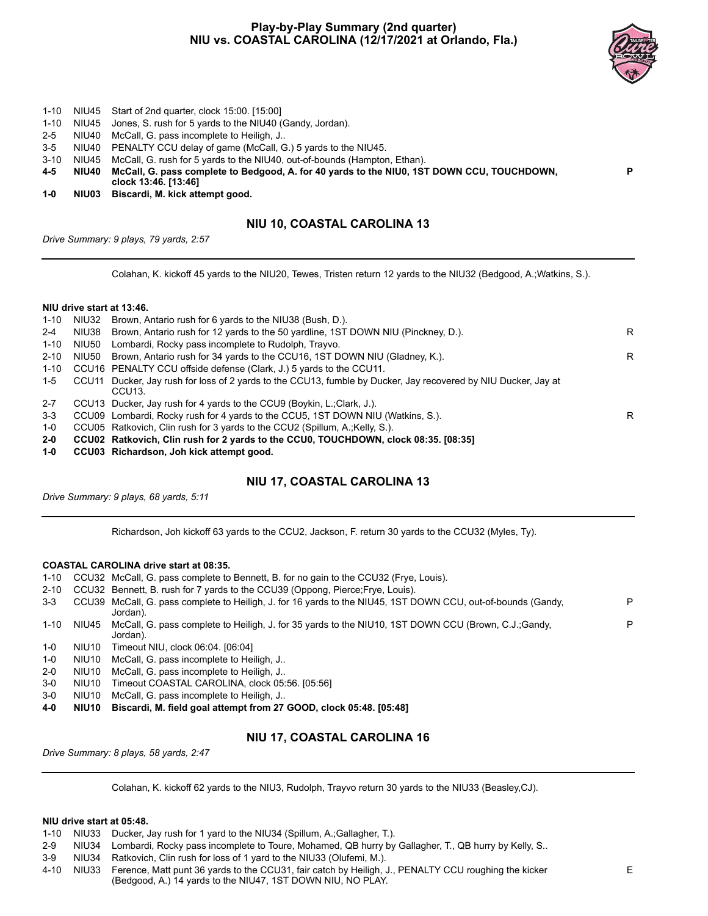# Play-by-Play Summary (2nd quarter)
# NIU vs. COASTAL CAROLINA (12/17/2021 at Orlando, Fla.)

| | | | |
|---|---|---|---|
| 1-10 | NIU45 | Start of 2nd quarter, clock 15:00. [15:00] | |
| 1-10 | NIU45 | Jones, S. rush for 5 yards to the NIU40 (Gandy, Jordan). | |
| 2-5 | NIU40 | McCall, G. pass incomplete to Heiligh, J.. | |
| 3-5 | NIU40 | PENALTY CCU delay of game (McCall, G.) 5 yards to the NIU45. | |
| 3-10 | NIU45 | McCall, G. rush for 5 yards to the NIU40, out-of-bounds (Hampton, Ethan). | |
| **4-5** | **NIU40** | **McCall, G. pass complete to Bedgood, A. for 40 yards to the NIU0, 1ST DOWN CCU, TOUCHDOWN, clock 13:46. [13:46]** | **P** |
| **1-0** | **NIU03** | **Biscardi, M. kick attempt good.** | |

### NIU 10, COASTAL CAROLINA 13

*Drive Summary: 9 plays, 79 yards, 2:57*

---

Colahan, K. kickoff 45 yards to the NIU20, Tewes, Tristen return 12 yards to the NIU32 (Bedgood, A.;Watkins, S.).

**NIU drive start at 13:46.**

| | | | |
|---|---|---|---|
| 1-10 | NIU32 | Brown, Antario rush for 6 yards to the NIU38 (Bush, D.). | |
| 2-4 | NIU38 | Brown, Antario rush for 12 yards to the 50 yardline, 1ST DOWN NIU (Pinckney, D.). | R |
| 1-10 | NIU50 | Lombardi, Rocky pass incomplete to Rudolph, Trayvo. | |
| 2-10 | NIU50 | Brown, Antario rush for 34 yards to the CCU16, 1ST DOWN NIU (Gladney, K.). | R |
| 1-10 | CCU16 | PENALTY CCU offside defense (Clark, J.) 5 yards to the CCU11. | |
| 1-5 | CCU11 | Ducker, Jay rush for loss of 2 yards to the CCU13, fumble by Ducker, Jay recovered by NIU Ducker, Jay at CCU13. | |
| 2-7 | CCU13 | Ducker, Jay rush for 4 yards to the CCU9 (Boykin, L.;Clark, J.). | |
| 3-3 | CCU09 | Lombardi, Rocky rush for 4 yards to the CCU5, 1ST DOWN NIU (Watkins, S.). | R |
| 1-0 | CCU05 | Ratkovich, Clin rush for 3 yards to the CCU2 (Spillum, A.;Kelly, S.). | |
| **2-0** | **CCU02** | **Ratkovich, Clin rush for 2 yards to the CCU0, TOUCHDOWN, clock 08:35. [08:35]** | |
| **1-0** | **CCU03** | **Richardson, Joh kick attempt good.** | |

### NIU 17, COASTAL CAROLINA 13

*Drive Summary: 9 plays, 68 yards, 5:11*

---

Richardson, Joh kickoff 63 yards to the CCU2, Jackson, F. return 30 yards to the CCU32 (Myles, Ty).

**COASTAL CAROLINA drive start at 08:35.**

| | | | |
|---|---|---|---|
| 1-10 | CCU32 | McCall, G. pass complete to Bennett, B. for no gain to the CCU32 (Frye, Louis). | |
| 2-10 | CCU32 | Bennett, B. rush for 7 yards to the CCU39 (Oppong, Pierce;Frye, Louis). | |
| 3-3 | CCU39 | McCall, G. pass complete to Heiligh, J. for 16 yards to the NIU45, 1ST DOWN CCU, out-of-bounds (Gandy, Jordan). | P |
| 1-10 | NIU45 | McCall, G. pass complete to Heiligh, J. for 35 yards to the NIU10, 1ST DOWN CCU (Brown, C.J.;Gandy, Jordan). | P |
| 1-0 | NIU10 | Timeout NIU, clock 06:04. [06:04] | |
| 1-0 | NIU10 | McCall, G. pass incomplete to Heiligh, J.. | |
| 2-0 | NIU10 | McCall, G. pass incomplete to Heiligh, J.. | |
| 3-0 | NIU10 | Timeout COASTAL CAROLINA, clock 05:56. [05:56] | |
| 3-0 | NIU10 | McCall, G. pass incomplete to Heiligh, J.. | |
| **4-0** | **NIU10** | **Biscardi, M. field goal attempt from 27 GOOD, clock 05:48. [05:48]** | |

### NIU 17, COASTAL CAROLINA 16

*Drive Summary: 8 plays, 58 yards, 2:47*

---

Colahan, K. kickoff 62 yards to the NIU3, Rudolph, Trayvo return 30 yards to the NIU33 (Beasley,CJ).

**NIU drive start at 05:48.**

| | | | |
|---|---|---|---|
| 1-10 | NIU33 | Ducker, Jay rush for 1 yard to the NIU34 (Spillum, A.;Gallagher, T.). | |
| 2-9 | NIU34 | Lombardi, Rocky pass incomplete to Toure, Mohamed, QB hurry by Gallagher, T., QB hurry by Kelly, S.. | |
| 3-9 | NIU34 | Ratkovich, Clin rush for loss of 1 yard to the NIU33 (Olufemi, M.). | |
| 4-10 | NIU33 | Ference, Matt punt 36 yards to the CCU31, fair catch by Heiligh, J., PENALTY CCU roughing the kicker (Bedgood, A.) 14 yards to the NIU47, 1ST DOWN NIU, NO PLAY. | E |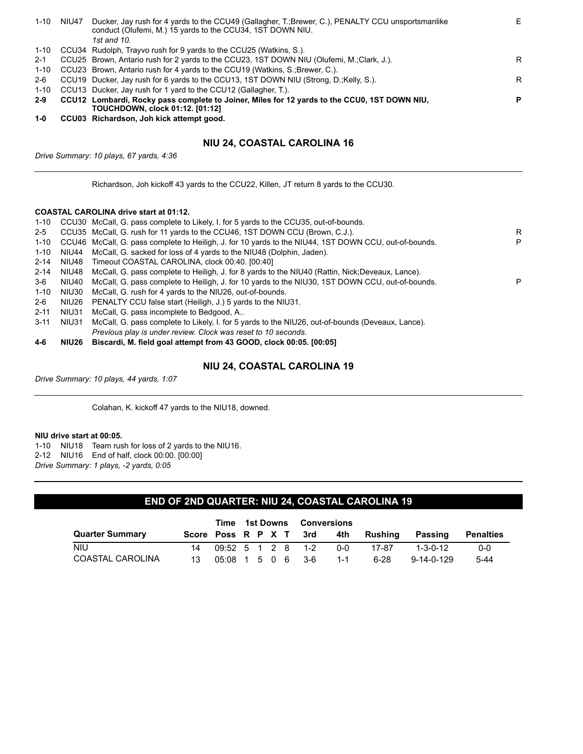| | | | |
|---|---|---|---|
| 1-10 | NIU47 | Ducker, Jay rush for 4 yards to the CCU49 (Gallagher, T.;Brewer, C.), PENALTY CCU unsportsmanlike conduct (Olufemi, M.) 15 yards to the CCU34, 1ST DOWN NIU. *1st and 10.* | E |
| 1-10 | CCU34 | Rudolph, Trayvo rush for 9 yards to the CCU25 (Watkins, S.). | |
| 2-1 | CCU25 | Brown, Antario rush for 2 yards to the CCU23, 1ST DOWN NIU (Olufemi, M.;Clark, J.). | R |
| 1-10 | CCU23 | Brown, Antario rush for 4 yards to the CCU19 (Watkins, S.;Brewer, C.). | |
| 2-6 | CCU19 | Ducker, Jay rush for 6 yards to the CCU13, 1ST DOWN NIU (Strong, D.;Kelly, S.). | R |
| 1-10 | CCU13 | Ducker, Jay rush for 1 yard to the CCU12 (Gallagher, T.). | |
| **2-9** | **CCU12** | **Lombardi, Rocky pass complete to Joiner, Miles for 12 yards to the CCU0, 1ST DOWN NIU, TOUCHDOWN, clock 01:12. [01:12]** | **P** |
| **1-0** | **CCU03** | **Richardson, Joh kick attempt good.** | |

## NIU 24, COASTAL CAROLINA 16

*Drive Summary: 10 plays, 67 yards, 4:36*

---

Richardson, Joh kickoff 43 yards to the CCU22, Killen, JT return 8 yards to the CCU30.

**COASTAL CAROLINA drive start at 01:12.**

| | | | |
|---|---|---|---|
| 1-10 | CCU30 | McCall, G. pass complete to Likely, I. for 5 yards to the CCU35, out-of-bounds. | |
| 2-5 | CCU35 | McCall, G. rush for 11 yards to the CCU46, 1ST DOWN CCU (Brown, C.J.). | R |
| 1-10 | CCU46 | McCall, G. pass complete to Heiligh, J. for 10 yards to the NIU44, 1ST DOWN CCU, out-of-bounds. | P |
| 1-10 | NIU44 | McCall, G. sacked for loss of 4 yards to the NIU48 (Dolphin, Jaden). | |
| 2-14 | NIU48 | Timeout COASTAL CAROLINA, clock 00:40. [00:40] | |
| 2-14 | NIU48 | McCall, G. pass complete to Heiligh, J. for 8 yards to the NIU40 (Rattin, Nick;Deveaux, Lance). | |
| 3-6 | NIU40 | McCall, G. pass complete to Heiligh, J. for 10 yards to the NIU30, 1ST DOWN CCU, out-of-bounds. | P |
| 1-10 | NIU30 | McCall, G. rush for 4 yards to the NIU26, out-of-bounds. | |
| 2-6 | NIU26 | PENALTY CCU false start (Heiligh, J.) 5 yards to the NIU31. | |
| 2-11 | NIU31 | McCall, G. pass incomplete to Bedgood, A.. | |
| 3-11 | NIU31 | McCall, G. pass complete to Likely, I. for 5 yards to the NIU26, out-of-bounds (Deveaux, Lance). *Previous play is under review. Clock was reset to 10 seconds.* | |
| **4-6** | **NIU26** | **Biscardi, M. field goal attempt from 43 GOOD, clock 00:05. [00:05]** | |

## NIU 24, COASTAL CAROLINA 19

*Drive Summary: 10 plays, 44 yards, 1:07*

---

Colahan, K. kickoff 47 yards to the NIU18, downed.

**NIU drive start at 00:05.**

| | | |
|---|---|---|
| 1-10 | NIU18 | Team rush for loss of 2 yards to the NIU16. |
| 2-12 | NIU16 | End of half, clock 00:00. [00:00] |

*Drive Summary: 1 plays, -2 yards, 0:05*

---

## END OF 2ND QUARTER: NIU 24, COASTAL CAROLINA 19

| | | Time | 1st Downs | | | | Conversions | | | | |
|---|---|---|---|---|---|---|---|---|---|---|---|
| Quarter Summary | Score | Poss | R | P | X | T | 3rd | 4th | Rushing | Passing | Penalties |
| NIU | 14 | 09:52 | 5 | 1 | 2 | 8 | 1-2 | 0-0 | 17-87 | 1-3-0-12 | 0-0 |
| COASTAL CAROLINA | 13 | 05:08 | 1 | 5 | 0 | 6 | 3-6 | 1-1 | 6-28 | 9-14-0-129 | 5-44 |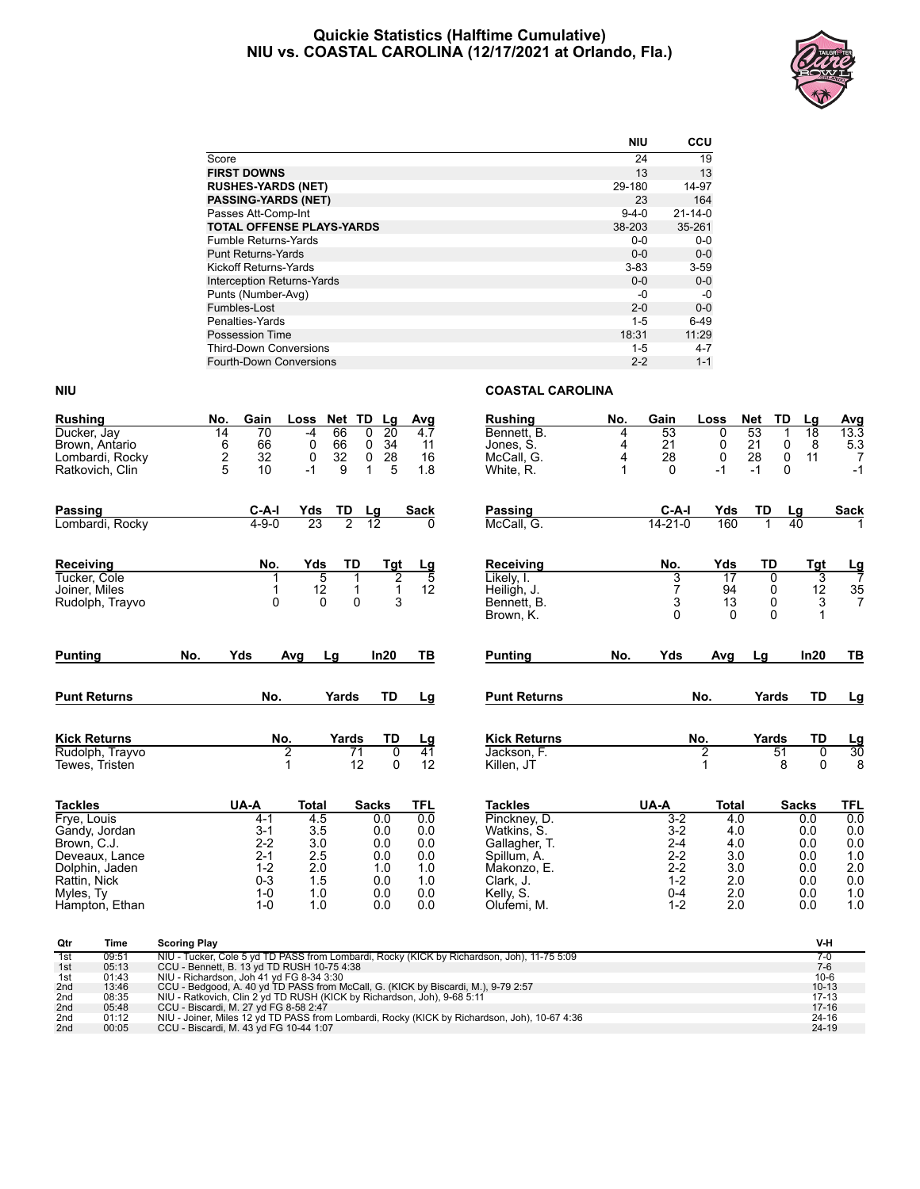# Quickie Statistics (Halftime Cumulative)
## NIU vs. COASTAL CAROLINA (12/17/2021 at Orlando, Fla.)

| | NIU | CCU |
|---|---|---|
| Score | 24 | 19 |
| **FIRST DOWNS** | 13 | 13 |
| **RUSHES-YARDS (NET)** | 29-180 | 14-97 |
| **PASSING-YARDS (NET)** | 23 | 164 |
| Passes Att-Comp-Int | 9-4-0 | 21-14-0 |
| **TOTAL OFFENSE PLAYS-YARDS** | 38-203 | 35-261 |
| Fumble Returns-Yards | 0-0 | 0-0 |
| Punt Returns-Yards | 0-0 | 0-0 |
| Kickoff Returns-Yards | 3-83 | 3-59 |
| Interception Returns-Yards | 0-0 | 0-0 |
| Punts (Number-Avg) | -0 | -0 |
| Fumbles-Lost | 2-0 | 0-0 |
| Penalties-Yards | 1-5 | 6-49 |
| Possession Time | 18:31 | 11:29 |
| Third-Down Conversions | 1-5 | 4-7 |
| Fourth-Down Conversions | 2-2 | 1-1 |

## NIU

| Rushing | No. | Gain | Loss | Net | TD | Lg | Avg |
|---|---|---|---|---|---|---|---|
| Ducker, Jay | 14 | 70 | -4 | 66 | 0 | 20 | 4.7 |
| Brown, Antario | 6 | 66 | 0 | 66 | 0 | 34 | 11 |
| Lombardi, Rocky | 2 | 32 | 0 | 32 | 0 | 28 | 16 |
| Ratkovich, Clin | 5 | 10 | -1 | 9 | 1 | 5 | 1.8 |

| Passing | C-A-I | Yds | TD | Lg | Sack |
|---|---|---|---|---|---|
| Lombardi, Rocky | 4-9-0 | 23 | 2 | 12 | 0 |

| Receiving | No. | Yds | TD | Tgt | Lg |
|---|---|---|---|---|---|
| Tucker, Cole | 1 | 5 | 1 | 2 | 5 |
| Joiner, Miles | 1 | 12 | 1 | 1 | 12 |
| Rudolph, Trayvo | 0 | 0 | 0 | 3 | |

| Punting | No. | Yds | Avg | Lg | In20 | TB |
|---|---|---|---|---|---|---|

| Punt Returns | No. | Yards | TD | Lg |
|---|---|---|---|---|

| Kick Returns | No. | Yards | TD | Lg |
|---|---|---|---|---|
| Rudolph, Trayvo | 2 | 71 | 0 | 41 |
| Tewes, Tristen | 1 | 12 | 0 | 12 |

| Tackles | UA-A | Total | Sacks | TFL |
|---|---|---|---|---|
| Frye, Louis | 4-1 | 4.5 | 0.0 | 0.0 |
| Gandy, Jordan | 3-1 | 3.5 | 0.0 | 0.0 |
| Brown, C.J. | 2-2 | 3.0 | 0.0 | 0.0 |
| Deveaux, Lance | 2-1 | 2.5 | 0.0 | 0.0 |
| Dolphin, Jaden | 1-2 | 2.0 | 1.0 | 1.0 |
| Rattin, Nick | 0-3 | 1.5 | 0.0 | 1.0 |
| Myles, Ty | 1-0 | 1.0 | 0.0 | 0.0 |
| Hampton, Ethan | 1-0 | 1.0 | 0.0 | 0.0 |

## COASTAL CAROLINA

| Rushing | No. | Gain | Loss | Net | TD | Lg | Avg |
|---|---|---|---|---|---|---|---|
| Bennett, B. | 4 | 53 | 0 | 53 | 1 | 18 | 13.3 |
| Jones, S. | 4 | 21 | 0 | 21 | 0 | 8 | 5.3 |
| McCall, G. | 4 | 28 | 0 | 28 | 0 | 11 | 7 |
| White, R. | 1 | 0 | -1 | -1 | 0 | | -1 |

| Passing | C-A-I | Yds | TD | Lg | Sack |
|---|---|---|---|---|---|
| McCall, G. | 14-21-0 | 160 | 1 | 40 | 1 |

| Receiving | No. | Yds | TD | Tgt | Lg |
|---|---|---|---|---|---|
| Likely, I. | 3 | 17 | 0 | 3 | 7 |
| Heiligh, J. | 7 | 94 | 0 | 12 | 35 |
| Bennett, B. | 3 | 13 | 0 | 3 | 7 |
| Brown, K. | 0 | 0 | 0 | 1 | |

| Punting | No. | Yds | Avg | Lg | In20 | TB |
|---|---|---|---|---|---|---|

| Punt Returns | No. | Yards | TD | Lg |
|---|---|---|---|---|

| Kick Returns | No. | Yards | TD | Lg |
|---|---|---|---|---|
| Jackson, F. | 2 | 51 | 0 | 30 |
| Killen, JT | 1 | 8 | 0 | 8 |

| Tackles | UA-A | Total | Sacks | TFL |
|---|---|---|---|---|
| Pinckney, D. | 3-2 | 4.0 | 0.0 | 0.0 |
| Watkins, S. | 3-2 | 4.0 | 0.0 | 0.0 |
| Gallagher, T. | 2-4 | 4.0 | 0.0 | 0.0 |
| Spillum, A. | 2-2 | 3.0 | 0.0 | 1.0 |
| Makonzo, E. | 2-2 | 3.0 | 0.0 | 2.0 |
| Clark, J. | 1-2 | 2.0 | 0.0 | 0.0 |
| Kelly, S. | 0-4 | 2.0 | 0.0 | 1.0 |
| Olufemi, M. | 1-2 | 2.0 | 0.0 | 1.0 |

## Scoring Summary

| Qtr | Time | Scoring Play | V-H |
|---|---|---|---|
| 1st | 09:51 | NIU - Tucker, Cole 5 yd TD PASS from Lombardi, Rocky (KICK by Richardson, Joh), 11-75 5:09 | 7-0 |
| 1st | 05:13 | CCU - Bennett, B. 13 yd TD RUSH 10-75 4:38 | 7-6 |
| 1st | 01:43 | NIU - Richardson, Joh 41 yd FG 8-34 3:30 | 10-6 |
| 2nd | 13:46 | CCU - Bedgood, A. 40 yd TD PASS from McCall, G. (KICK by Biscardi, M.), 9-79 2:57 | 10-13 |
| 2nd | 08:35 | NIU - Ratkovich, Clin 2 yd TD RUSH (KICK by Richardson, Joh), 9-68 5:11 | 17-13 |
| 2nd | 05:48 | CCU - Biscardi, M. 27 yd FG 8-58 2:47 | 17-16 |
| 2nd | 01:12 | NIU - Joiner, Miles 12 yd TD PASS from Lombardi, Rocky (KICK by Richardson, Joh), 10-67 4:36 | 24-16 |
| 2nd | 00:05 | CCU - Biscardi, M. 43 yd FG 10-44 1:07 | 24-19 |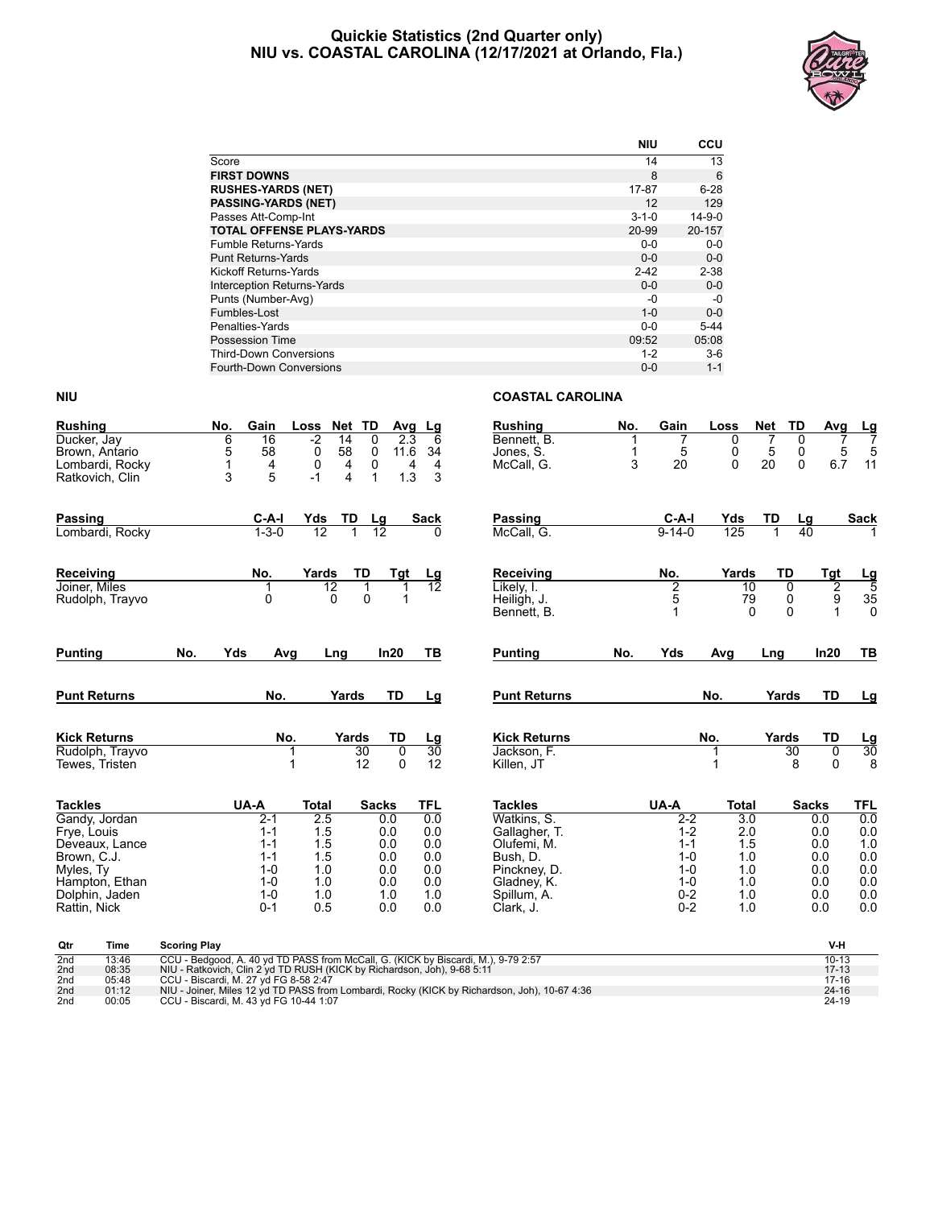# Quickie Statistics (2nd Quarter only)
## NIU vs. COASTAL CAROLINA (12/17/2021 at Orlando, Fla.)

| | NIU | CCU |
|---|---|---|
| Score | 14 | 13 |
| **FIRST DOWNS** | 8 | 6 |
| **RUSHES-YARDS (NET)** | 17-87 | 6-28 |
| **PASSING-YARDS (NET)** | 12 | 129 |
| Passes Att-Comp-Int | 3-1-0 | 14-9-0 |
| **TOTAL OFFENSE PLAYS-YARDS** | 20-99 | 20-157 |
| Fumble Returns-Yards | 0-0 | 0-0 |
| Punt Returns-Yards | 0-0 | 0-0 |
| Kickoff Returns-Yards | 2-42 | 2-38 |
| Interception Returns-Yards | 0-0 | 0-0 |
| Punts (Number-Avg) | -0 | -0 |
| Fumbles-Lost | 1-0 | 0-0 |
| Penalties-Yards | 0-0 | 5-44 |
| Possession Time | 09:52 | 05:08 |
| Third-Down Conversions | 1-2 | 3-6 |
| Fourth-Down Conversions | 0-0 | 1-1 |

## NIU

| Rushing | No. | Gain | Loss | Net | TD | Avg | Lg |
|---|---|---|---|---|---|---|---|
| Ducker, Jay | 6 | 16 | -2 | 14 | 0 | 2.3 | 6 |
| Brown, Antario | 5 | 58 | 0 | 58 | 0 | 11.6 | 34 |
| Lombardi, Rocky | 1 | 4 | 0 | 4 | 0 | 4 | 4 |
| Ratkovich, Clin | 3 | 5 | -1 | 4 | 1 | 1.3 | 3 |

| Passing | C-A-I | Yds | TD | Lg | Sack |
|---|---|---|---|---|---|
| Lombardi, Rocky | 1-3-0 | 12 | 1 | 12 | 0 |

| Receiving | No. | Yards | TD | Tgt | Lg |
|---|---|---|---|---|---|
| Joiner, Miles | 1 | 12 | 1 | 1 | 12 |
| Rudolph, Trayvo | 0 | 0 | 0 | 1 | |

| Punting | No. | Yds | Avg | Lng | In20 | TB |
|---|---|---|---|---|---|---|

| Punt Returns | No. | Yards | TD | Lg |
|---|---|---|---|---|

| Kick Returns | No. | Yards | TD | Lg |
|---|---|---|---|---|
| Rudolph, Trayvo | 1 | 30 | 0 | 30 |
| Tewes, Tristen | 1 | 12 | 0 | 12 |

| Tackles | UA-A | Total | Sacks | TFL |
|---|---|---|---|---|
| Gandy, Jordan | 2-1 | 2.5 | 0.0 | 0.0 |
| Frye, Louis | 1-1 | 1.5 | 0.0 | 0.0 |
| Deveaux, Lance | 1-1 | 1.5 | 0.0 | 0.0 |
| Brown, C.J. | 1-1 | 1.5 | 0.0 | 0.0 |
| Myles, Ty | 1-0 | 1.0 | 0.0 | 0.0 |
| Hampton, Ethan | 1-0 | 1.0 | 0.0 | 0.0 |
| Dolphin, Jaden | 1-0 | 1.0 | 1.0 | 1.0 |
| Rattin, Nick | 0-1 | 0.5 | 0.0 | 0.0 |

## COASTAL CAROLINA

| Rushing | No. | Gain | Loss | Net | TD | Avg | Lg |
|---|---|---|---|---|---|---|---|
| Bennett, B. | 1 | 7 | 0 | 7 | 0 | 7 | 7 |
| Jones, S. | 1 | 5 | 0 | 5 | 0 | 5 | 5 |
| McCall, G. | 3 | 20 | 0 | 20 | 0 | 6.7 | 11 |

| Passing | C-A-I | Yds | TD | Lg | Sack |
|---|---|---|---|---|---|
| McCall, G. | 9-14-0 | 125 | 1 | 40 | 1 |

| Receiving | No. | Yards | TD | Tgt | Lg |
|---|---|---|---|---|---|
| Likely, I. | 2 | 10 | 0 | 2 | 5 |
| Heiligh, J. | 5 | 79 | 0 | 9 | 35 |
| Bennett, B. | 1 | 0 | 0 | 1 | 0 |

| Punting | No. | Yds | Avg | Lng | In20 | TB |
|---|---|---|---|---|---|---|

| Punt Returns | No. | Yards | TD | Lg |
|---|---|---|---|---|

| Kick Returns | No. | Yards | TD | Lg |
|---|---|---|---|---|
| Jackson, F. | 1 | 30 | 0 | 30 |
| Killen, JT | 1 | 8 | 0 | 8 |

| Tackles | UA-A | Total | Sacks | TFL |
|---|---|---|---|---|
| Watkins, S. | 2-2 | 3.0 | 0.0 | 0.0 |
| Gallagher, T. | 1-2 | 2.0 | 0.0 | 0.0 |
| Olufemi, M. | 1-1 | 1.5 | 0.0 | 1.0 |
| Bush, D. | 1-0 | 1.0 | 0.0 | 0.0 |
| Pinckney, D. | 1-0 | 1.0 | 0.0 | 0.0 |
| Gladney, K. | 1-0 | 1.0 | 0.0 | 0.0 |
| Spillum, A. | 0-2 | 1.0 | 0.0 | 0.0 |
| Clark, J. | 0-2 | 1.0 | 0.0 | 0.0 |

| Qtr | Time | Scoring Play | V-H |
|---|---|---|---|
| 2nd | 13:46 | CCU - Bedgood, A. 40 yd TD PASS from McCall, G. (KICK by Biscardi, M.), 9-79 2:57 | 10-13 |
| 2nd | 08:35 | NIU - Ratkovich, Clin 2 yd TD RUSH (KICK by Richardson, Joh), 9-68 5:11 | 17-13 |
| 2nd | 05:48 | CCU - Biscardi, M. 27 yd FG 8-58 2:47 | 17-16 |
| 2nd | 01:12 | NIU - Joiner, Miles 12 yd TD PASS from Lombardi, Rocky (KICK by Richardson, Joh), 10-67 4:36 | 24-16 |
| 2nd | 00:05 | CCU - Biscardi, M. 43 yd FG 10-44 1:07 | 24-19 |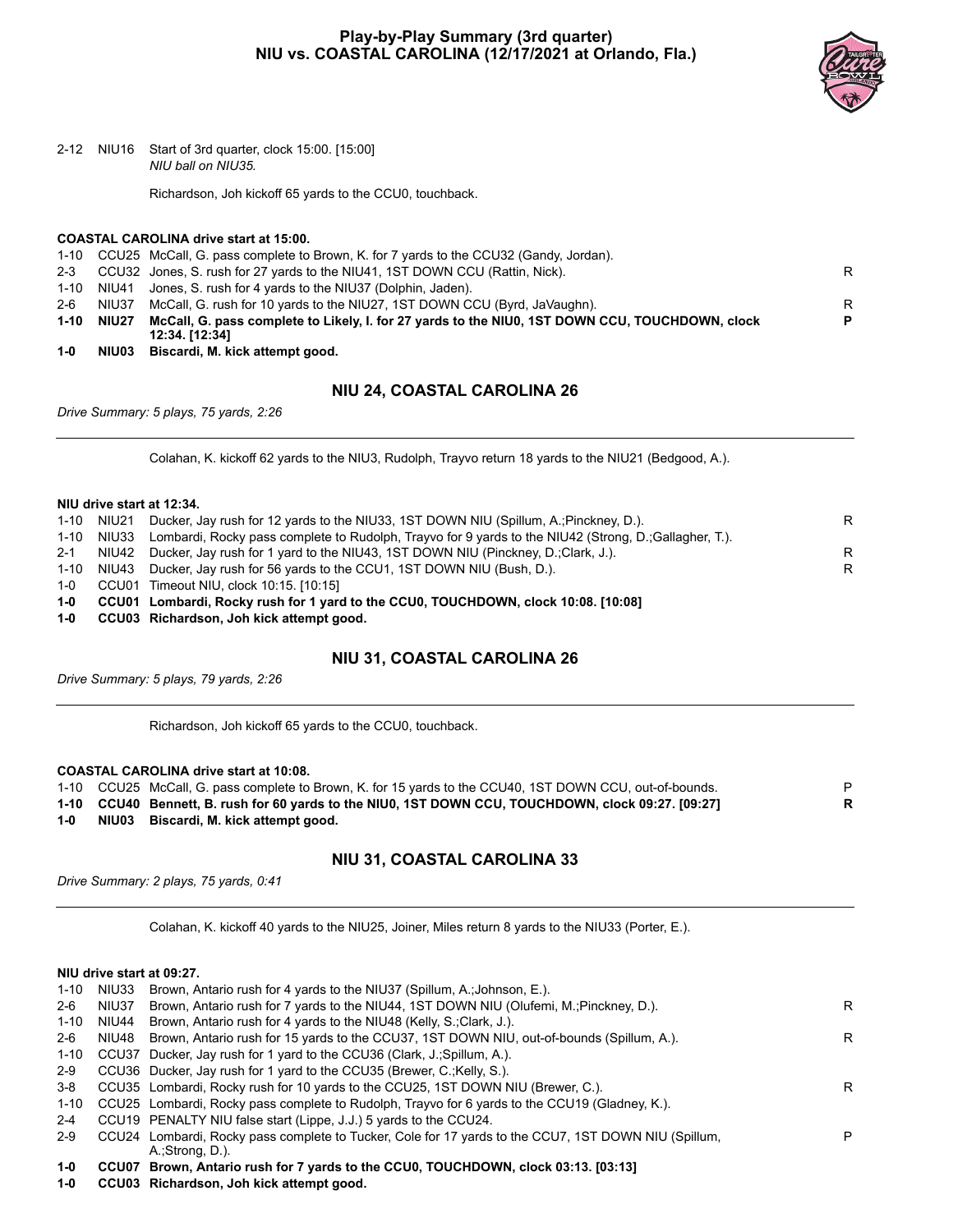## Play-by-Play Summary (3rd quarter)
## NIU vs. COASTAL CAROLINA (12/17/2021 at Orlando, Fla.)

2-12 NIU16 Start of 3rd quarter, clock 15:00. [15:00]
*NIU ball on NIU35.*

Richardson, Joh kickoff 65 yards to the CCU0, touchback.

**COASTAL CAROLINA drive start at 15:00.**

| | | | |
|---|---|---|---|
| 1-10 | CCU25 | McCall, G. pass complete to Brown, K. for 7 yards to the CCU32 (Gandy, Jordan). | |
| 2-3 | CCU32 | Jones, S. rush for 27 yards to the NIU41, 1ST DOWN CCU (Rattin, Nick). | R |
| 1-10 | NIU41 | Jones, S. rush for 4 yards to the NIU37 (Dolphin, Jaden). | |
| 2-6 | NIU37 | McCall, G. rush for 10 yards to the NIU27, 1ST DOWN CCU (Byrd, JaVaughn). | R |
| **1-10** | **NIU27** | **McCall, G. pass complete to Likely, I. for 27 yards to the NIU0, 1ST DOWN CCU, TOUCHDOWN, clock 12:34. [12:34]** | **P** |
| **1-0** | **NIU03** | **Biscardi, M. kick attempt good.** | |

### NIU 24, COASTAL CAROLINA 26

*Drive Summary: 5 plays, 75 yards, 2:26*

Colahan, K. kickoff 62 yards to the NIU3, Rudolph, Trayvo return 18 yards to the NIU21 (Bedgood, A.).

**NIU drive start at 12:34.**

| | | | |
|---|---|---|---|
| 1-10 | NIU21 | Ducker, Jay rush for 12 yards to the NIU33, 1ST DOWN NIU (Spillum, A.;Pinckney, D.). | R |
| 1-10 | NIU33 | Lombardi, Rocky pass complete to Rudolph, Trayvo for 9 yards to the NIU42 (Strong, D.;Gallagher, T.). | |
| 2-1 | NIU42 | Ducker, Jay rush for 1 yard to the NIU43, 1ST DOWN NIU (Pinckney, D.;Clark, J.). | R |
| 1-10 | NIU43 | Ducker, Jay rush for 56 yards to the CCU1, 1ST DOWN NIU (Bush, D.). | R |
| 1-0 | CCU01 | Timeout NIU, clock 10:15. [10:15] | |
| **1-0** | **CCU01** | **Lombardi, Rocky rush for 1 yard to the CCU0, TOUCHDOWN, clock 10:08. [10:08]** | |
| **1-0** | **CCU03** | **Richardson, Joh kick attempt good.** | |

### NIU 31, COASTAL CAROLINA 26

*Drive Summary: 5 plays, 79 yards, 2:26*

Richardson, Joh kickoff 65 yards to the CCU0, touchback.

**COASTAL CAROLINA drive start at 10:08.**

| | | | |
|---|---|---|---|
| 1-10 | CCU25 | McCall, G. pass complete to Brown, K. for 15 yards to the CCU40, 1ST DOWN CCU, out-of-bounds. | P |
| **1-10** | **CCU40** | **Bennett, B. rush for 60 yards to the NIU0, 1ST DOWN CCU, TOUCHDOWN, clock 09:27. [09:27]** | **R** |
| **1-0** | **NIU03** | **Biscardi, M. kick attempt good.** | |

### NIU 31, COASTAL CAROLINA 33

*Drive Summary: 2 plays, 75 yards, 0:41*

Colahan, K. kickoff 40 yards to the NIU25, Joiner, Miles return 8 yards to the NIU33 (Porter, E.).

**NIU drive start at 09:27.**

| | | | |
|---|---|---|---|
| 1-10 | NIU33 | Brown, Antario rush for 4 yards to the NIU37 (Spillum, A.;Johnson, E.). | |
| 2-6 | NIU37 | Brown, Antario rush for 7 yards to the NIU44, 1ST DOWN NIU (Olufemi, M.;Pinckney, D.). | R |
| 1-10 | NIU44 | Brown, Antario rush for 4 yards to the NIU48 (Kelly, S.;Clark, J.). | |
| 2-6 | NIU48 | Brown, Antario rush for 15 yards to the CCU37, 1ST DOWN NIU, out-of-bounds (Spillum, A.). | R |
| 1-10 | CCU37 | Ducker, Jay rush for 1 yard to the CCU36 (Clark, J.;Spillum, A.). | |
| 2-9 | CCU36 | Ducker, Jay rush for 1 yard to the CCU35 (Brewer, C.;Kelly, S.). | |
| 3-8 | CCU35 | Lombardi, Rocky rush for 10 yards to the CCU25, 1ST DOWN NIU (Brewer, C.). | R |
| 1-10 | CCU25 | Lombardi, Rocky pass complete to Rudolph, Trayvo for 6 yards to the CCU19 (Gladney, K.). | |
| 2-4 | CCU19 | PENALTY NIU false start (Lippe, J.J.) 5 yards to the CCU24. | |
| 2-9 | CCU24 | Lombardi, Rocky pass complete to Tucker, Cole for 17 yards to the CCU7, 1ST DOWN NIU (Spillum, A.;Strong, D.). | P |
| **1-0** | **CCU07** | **Brown, Antario rush for 7 yards to the CCU0, TOUCHDOWN, clock 03:13. [03:13]** | |
| **1-0** | **CCU03** | **Richardson, Joh kick attempt good.** | |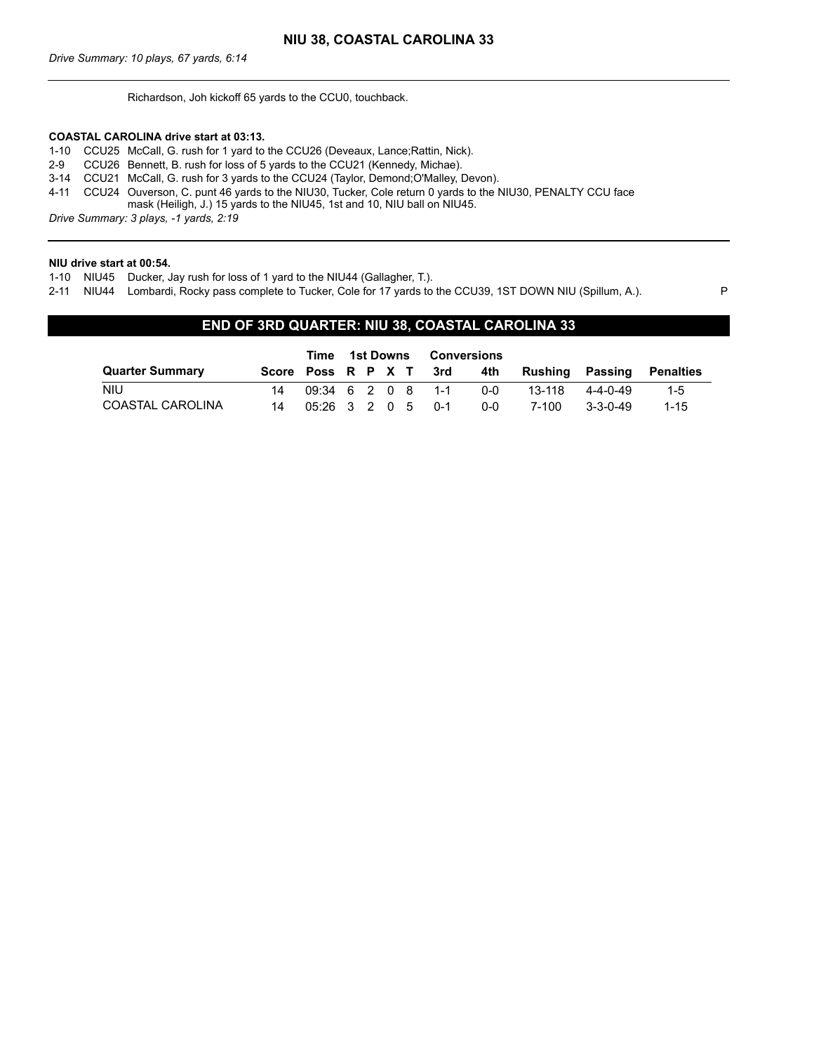## NIU 38, COASTAL CAROLINA 33

*Drive Summary: 10 plays, 67 yards, 6:14*

---

Richardson, Joh kickoff 65 yards to the CCU0, touchback.

**COASTAL CAROLINA drive start at 03:13.**

1-10 CCU25 McCall, G. rush for 1 yard to the CCU26 (Deveaux, Lance;Rattin, Nick).
2-9 CCU26 Bennett, B. rush for loss of 5 yards to the CCU21 (Kennedy, Michae).
3-14 CCU21 McCall, G. rush for 3 yards to the CCU24 (Taylor, Demond;O'Malley, Devon).
4-11 CCU24 Ouverson, C. punt 46 yards to the NIU30, Tucker, Cole return 0 yards to the NIU30, PENALTY CCU face mask (Heiligh, J.) 15 yards to the NIU45, 1st and 10, NIU ball on NIU45.

*Drive Summary: 3 plays, -1 yards, 2:19*

---

**NIU drive start at 00:54.**

1-10 NIU45 Ducker, Jay rush for loss of 1 yard to the NIU44 (Gallagher, T.).
2-11 NIU44 Lombardi, Rocky pass complete to Tucker, Cole for 17 yards to the CCU39, 1ST DOWN NIU (Spillum, A.). P

## END OF 3RD QUARTER: NIU 38, COASTAL CAROLINA 33

| Quarter Summary | Score | Time Poss | 1st Downs R | P | X | T | Conversions 3rd | 4th | Rushing | Passing | Penalties |
|---|---|---|---|---|---|---|---|---|---|---|---|
| NIU | 14 | 09:34 | 6 | 2 | 0 | 8 | 1-1 | 0-0 | 13-118 | 4-4-0-49 | 1-5 |
| COASTAL CAROLINA | 14 | 05:26 | 3 | 2 | 0 | 5 | 0-1 | 0-0 | 7-100 | 3-3-0-49 | 1-15 |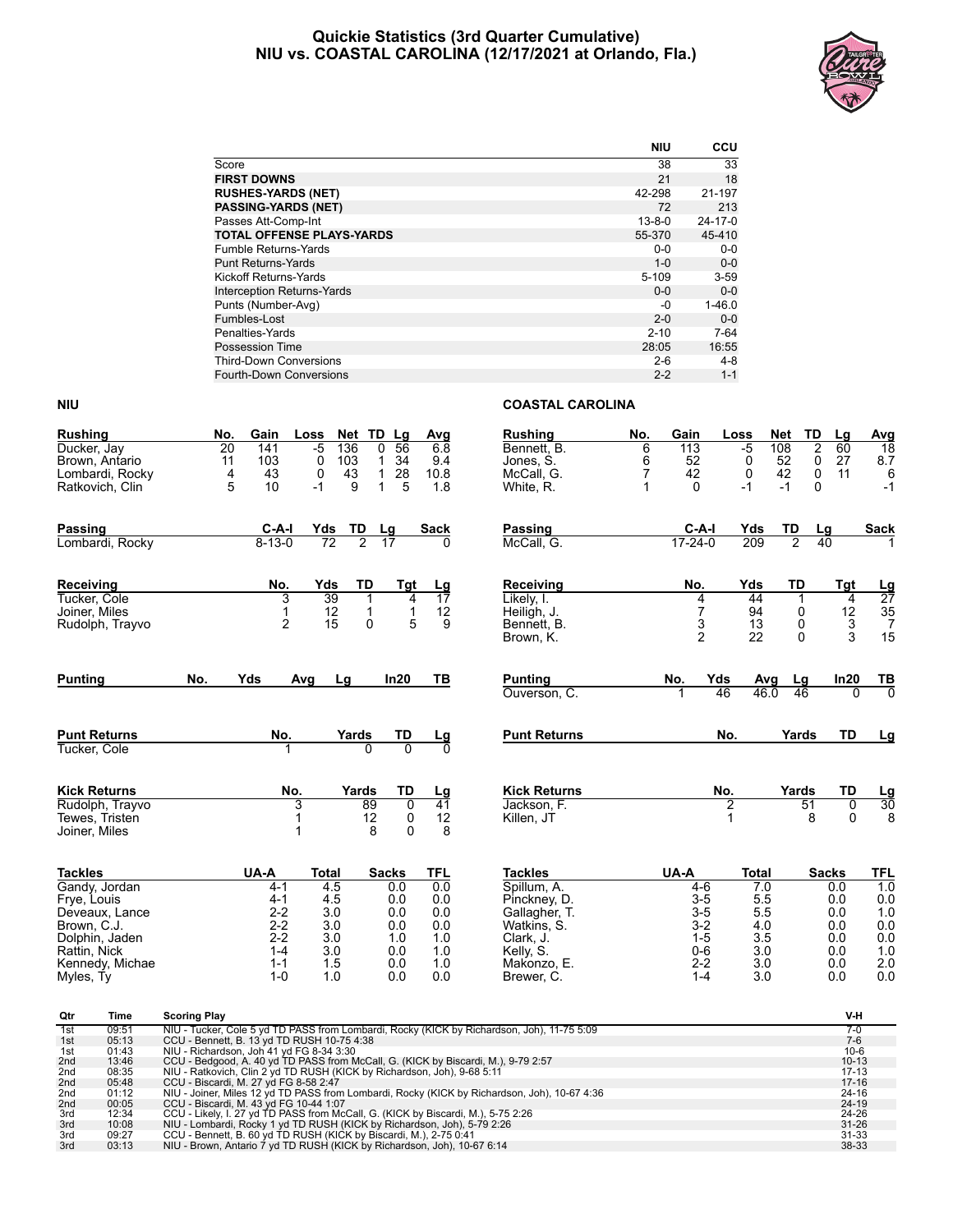# Quickie Statistics (3rd Quarter Cumulative)
## NIU vs. COASTAL CAROLINA (12/17/2021 at Orlando, Fla.)

| | NIU | CCU |
|---|---|---|
| Score | 38 | 33 |
| **FIRST DOWNS** | 21 | 18 |
| **RUSHES-YARDS (NET)** | 42-298 | 21-197 |
| **PASSING-YARDS (NET)** | 72 | 213 |
| Passes Att-Comp-Int | 13-8-0 | 24-17-0 |
| **TOTAL OFFENSE PLAYS-YARDS** | 55-370 | 45-410 |
| Fumble Returns-Yards | 0-0 | 0-0 |
| Punt Returns-Yards | 1-0 | 0-0 |
| Kickoff Returns-Yards | 5-109 | 3-59 |
| Interception Returns-Yards | 0-0 | 0-0 |
| Punts (Number-Avg) | -0 | 1-46.0 |
| Fumbles-Lost | 2-0 | 0-0 |
| Penalties-Yards | 2-10 | 7-64 |
| Possession Time | 28:05 | 16:55 |
| Third-Down Conversions | 2-6 | 4-8 |
| Fourth-Down Conversions | 2-2 | 1-1 |

## NIU

| Rushing | No. | Gain | Loss | Net | TD | Lg | Avg |
|---|---|---|---|---|---|---|---|
| Ducker, Jay | 20 | 141 | -5 | 136 | 0 | 56 | 6.8 |
| Brown, Antario | 11 | 103 | 0 | 103 | 1 | 34 | 9.4 |
| Lombardi, Rocky | 4 | 43 | 0 | 43 | 1 | 28 | 10.8 |
| Ratkovich, Clin | 5 | 10 | -1 | 9 | 1 | 5 | 1.8 |

| Passing | C-A-I | Yds | TD | Lg | Sack |
|---|---|---|---|---|---|
| Lombardi, Rocky | 8-13-0 | 72 | 2 | 17 | 0 |

| Receiving | No. | Yds | TD | Tgt | Lg |
|---|---|---|---|---|---|
| Tucker, Cole | 3 | 39 | 1 | 4 | 17 |
| Joiner, Miles | 1 | 12 | 1 | 1 | 12 |
| Rudolph, Trayvo | 2 | 15 | 0 | 5 | 9 |

| Punting | No. | Yds | Avg | Lg | In20 | TB |
|---|---|---|---|---|---|---|

| Punt Returns | No. | Yards | TD | Lg |
|---|---|---|---|---|
| Tucker, Cole | 1 | 0 | 0 | 0 |

| Kick Returns | No. | Yards | TD | Lg |
|---|---|---|---|---|
| Rudolph, Trayvo | 3 | 89 | 0 | 41 |
| Tewes, Tristen | 1 | 12 | 0 | 12 |
| Joiner, Miles | 1 | 8 | 0 | 8 |

| Tackles | UA-A | Total | Sacks | TFL |
|---|---|---|---|---|
| Gandy, Jordan | 4-1 | 4.5 | 0.0 | 0.0 |
| Frye, Louis | 4-1 | 4.5 | 0.0 | 0.0 |
| Deveaux, Lance | 2-2 | 3.0 | 0.0 | 0.0 |
| Brown, C.J. | 2-2 | 3.0 | 0.0 | 0.0 |
| Dolphin, Jaden | 2-2 | 3.0 | 1.0 | 1.0 |
| Rattin, Nick | 1-4 | 3.0 | 0.0 | 1.0 |
| Kennedy, Michae | 1-1 | 1.5 | 0.0 | 1.0 |
| Myles, Ty | 1-0 | 1.0 | 0.0 | 0.0 |

## COASTAL CAROLINA

| Rushing | No. | Gain | Loss | Net | TD | Lg | Avg |
|---|---|---|---|---|---|---|---|
| Bennett, B. | 6 | 113 | -5 | 108 | 2 | 60 | 18 |
| Jones, S. | 6 | 52 | 0 | 52 | 0 | 27 | 8.7 |
| McCall, G. | 7 | 42 | 0 | 42 | 0 | 11 | 6 |
| White, R. | 1 | 0 | -1 | -1 | 0 | | -1 |

| Passing | C-A-I | Yds | TD | Lg | Sack |
|---|---|---|---|---|---|
| McCall, G. | 17-24-0 | 209 | 2 | 40 | 1 |

| Receiving | No. | Yds | TD | Tgt | Lg |
|---|---|---|---|---|---|
| Likely, I. | 4 | 44 | 1 | 4 | 27 |
| Heiligh, J. | 7 | 94 | 0 | 12 | 35 |
| Bennett, B. | 3 | 13 | 0 | 3 | 7 |
| Brown, K. | 2 | 22 | 0 | 3 | 15 |

| Punting | No. | Yds | Avg | Lg | In20 | TB |
|---|---|---|---|---|---|---|
| Ouverson, C. | 1 | 46 | 46.0 | 46 | 0 | 0 |

| Punt Returns | No. | Yards | TD | Lg |
|---|---|---|---|---|

| Kick Returns | No. | Yards | TD | Lg |
|---|---|---|---|---|
| Jackson, F. | 2 | 51 | 0 | 30 |
| Killen, JT | 1 | 8 | 0 | 8 |

| Tackles | UA-A | Total | Sacks | TFL |
|---|---|---|---|---|
| Spillum, A. | 4-6 | 7.0 | 0.0 | 1.0 |
| Pinckney, D. | 3-5 | 5.5 | 0.0 | 0.0 |
| Gallagher, T. | 3-5 | 5.5 | 0.0 | 1.0 |
| Watkins, S. | 3-2 | 4.0 | 0.0 | 0.0 |
| Clark, J. | 1-5 | 3.5 | 0.0 | 0.0 |
| Kelly, S. | 0-6 | 3.0 | 0.0 | 1.0 |
| Makonzo, E. | 2-2 | 3.0 | 0.0 | 2.0 |
| Brewer, C. | 1-4 | 3.0 | 0.0 | 0.0 |

| Qtr | Time | Scoring Play | V-H |
|---|---|---|---|
| 1st | 09:51 | NIU - Tucker, Cole 5 yd TD PASS from Lombardi, Rocky (KICK by Richardson, Joh), 11-75 5:09 | 7-0 |
| 1st | 05:13 | CCU - Bennett, B. 13 yd TD RUSH 10-75 4:38 | 7-6 |
| 1st | 01:43 | NIU - Richardson, Joh 41 yd FG 8-34 3:30 | 10-6 |
| 2nd | 13:46 | CCU - Bedgood, A. 40 yd TD PASS from McCall, G. (KICK by Biscardi, M.), 9-79 2:57 | 10-13 |
| 2nd | 08:35 | NIU - Ratkovich, Clin 2 yd TD RUSH (KICK by Richardson, Joh), 9-68 5:11 | 17-13 |
| 2nd | 05:48 | CCU - Biscardi, M. 27 yd FG 8-58 2:47 | 17-16 |
| 2nd | 01:12 | NIU - Joiner, Miles 12 yd TD PASS from Lombardi, Rocky (KICK by Richardson, Joh), 10-67 4:36 | 24-16 |
| 2nd | 00:05 | CCU - Biscardi, M. 43 yd FG 10-44 1:07 | 24-19 |
| 3rd | 12:34 | CCU - Likely, I. 27 yd TD PASS from McCall, G. (KICK by Biscardi, M.), 5-75 2:26 | 24-26 |
| 3rd | 10:08 | NIU - Lombardi, Rocky 1 yd TD RUSH (KICK by Richardson, Joh), 5-79 2:26 | 31-26 |
| 3rd | 09:27 | CCU - Bennett, B. 60 yd TD RUSH (KICK by Biscardi, M.), 2-75 0:41 | 31-33 |
| 3rd | 03:13 | NIU - Brown, Antario 7 yd TD RUSH (KICK by Richardson, Joh), 10-67 6:14 | 38-33 |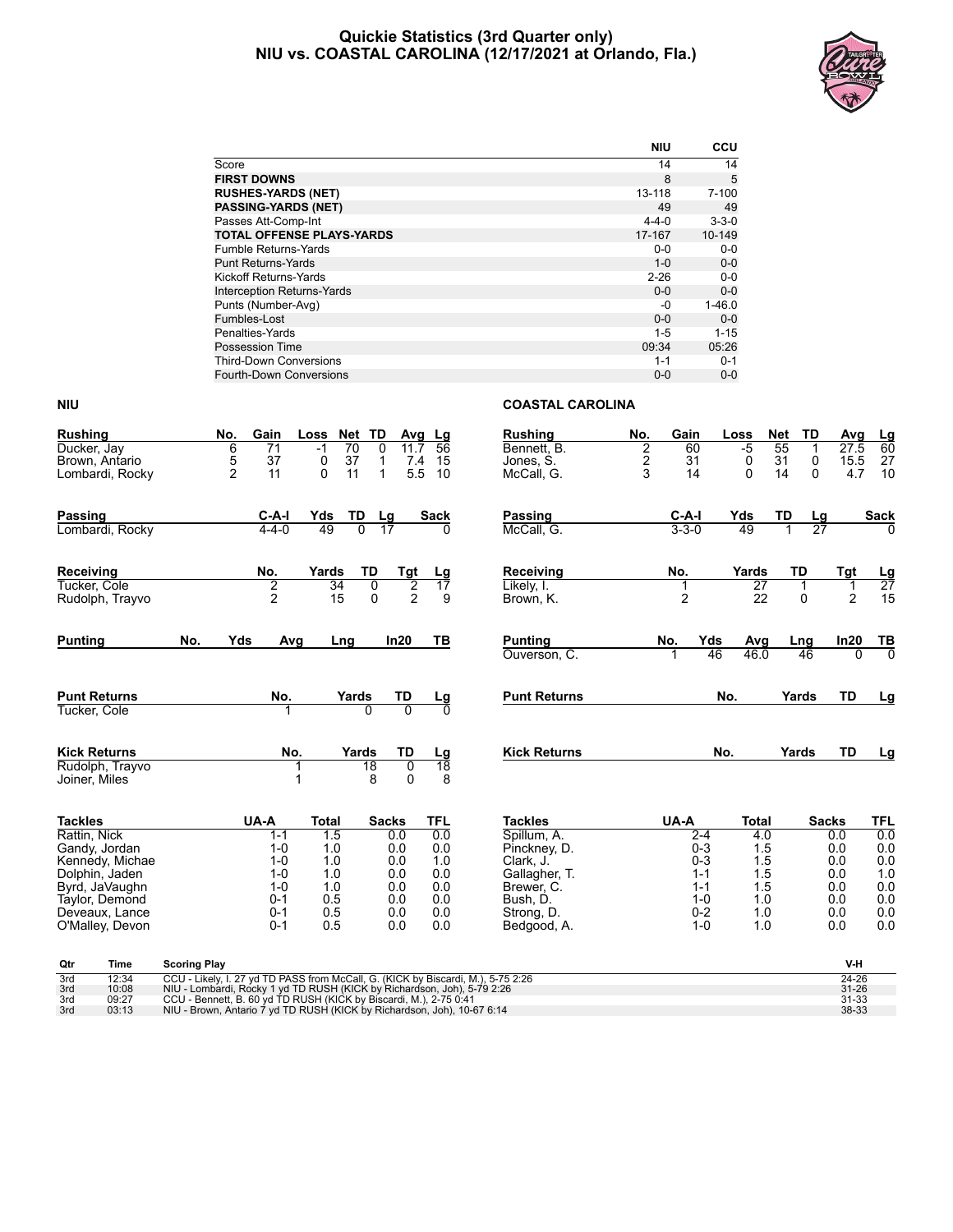# Quickie Statistics (3rd Quarter only)
## NIU vs. COASTAL CAROLINA (12/17/2021 at Orlando, Fla.)

| | NIU | CCU |
|---|---|---|
| Score | 14 | 14 |
| **FIRST DOWNS** | 8 | 5 |
| **RUSHES-YARDS (NET)** | 13-118 | 7-100 |
| **PASSING-YARDS (NET)** | 49 | 49 |
| Passes Att-Comp-Int | 4-4-0 | 3-3-0 |
| **TOTAL OFFENSE PLAYS-YARDS** | 17-167 | 10-149 |
| Fumble Returns-Yards | 0-0 | 0-0 |
| Punt Returns-Yards | 1-0 | 0-0 |
| Kickoff Returns-Yards | 2-26 | 0-0 |
| Interception Returns-Yards | 0-0 | 0-0 |
| Punts (Number-Avg) | -0 | 1-46.0 |
| Fumbles-Lost | 0-0 | 0-0 |
| Penalties-Yards | 1-5 | 1-15 |
| Possession Time | 09:34 | 05:26 |
| Third-Down Conversions | 1-1 | 0-1 |
| Fourth-Down Conversions | 0-0 | 0-0 |

## NIU

| Rushing | No. | Gain | Loss | Net | TD | Avg | Lg |
|---|---|---|---|---|---|---|---|
| Ducker, Jay | 6 | 71 | -1 | 70 | 0 | 11.7 | 56 |
| Brown, Antario | 5 | 37 | 0 | 37 | 1 | 7.4 | 15 |
| Lombardi, Rocky | 2 | 11 | 0 | 11 | 1 | 5.5 | 10 |

| Passing | C-A-I | Yds | TD | Lg | Sack |
|---|---|---|---|---|---|
| Lombardi, Rocky | 4-4-0 | 49 | 0 | 17 | 0 |

| Receiving | No. | Yards | TD | Tgt | Lg |
|---|---|---|---|---|---|
| Tucker, Cole | 2 | 34 | 0 | 2 | 17 |
| Rudolph, Trayvo | 2 | 15 | 0 | 2 | 9 |

| Punting | No. | Yds | Avg | Lng | In20 | TB |
|---|---|---|---|---|---|---|

| Punt Returns | No. | Yards | TD | Lg |
|---|---|---|---|---|
| Tucker, Cole | 1 | 0 | 0 | 0 |

| Kick Returns | No. | Yards | TD | Lg |
|---|---|---|---|---|
| Rudolph, Trayvo | 1 | 18 | 0 | 18 |
| Joiner, Miles | 1 | 8 | 0 | 8 |

| Tackles | UA-A | Total | Sacks | TFL |
|---|---|---|---|---|
| Rattin, Nick | 1-1 | 1.5 | 0.0 | 0.0 |
| Gandy, Jordan | 1-0 | 1.0 | 0.0 | 0.0 |
| Kennedy, Michae | 1-0 | 1.0 | 0.0 | 1.0 |
| Dolphin, Jaden | 1-0 | 1.0 | 0.0 | 0.0 |
| Byrd, JaVaughn | 1-0 | 1.0 | 0.0 | 0.0 |
| Taylor, Demond | 0-1 | 0.5 | 0.0 | 0.0 |
| Deveaux, Lance | 0-1 | 0.5 | 0.0 | 0.0 |
| O'Malley, Devon | 0-1 | 0.5 | 0.0 | 0.0 |

## COASTAL CAROLINA

| Rushing | No. | Gain | Loss | Net | TD | Avg | Lg |
|---|---|---|---|---|---|---|---|
| Bennett, B. | 2 | 60 | -5 | 55 | 1 | 27.5 | 60 |
| Jones, S. | 2 | 31 | 0 | 31 | 0 | 15.5 | 27 |
| McCall, G. | 3 | 14 | 0 | 14 | 0 | 4.7 | 10 |

| Passing | C-A-I | Yds | TD | Lg | Sack |
|---|---|---|---|---|---|
| McCall, G. | 3-3-0 | 49 | 1 | 27 | 0 |

| Receiving | No. | Yards | TD | Tgt | Lg |
|---|---|---|---|---|---|
| Likely, I. | 1 | 27 | 1 | 1 | 27 |
| Brown, K. | 2 | 22 | 0 | 2 | 15 |

| Punting | No. | Yds | Avg | Lng | In20 | TB |
|---|---|---|---|---|---|---|
| Ouverson, C. | 1 | 46 | 46.0 | 46 | 0 | 0 |

| Punt Returns | No. | Yards | TD | Lg |
|---|---|---|---|---|

| Kick Returns | No. | Yards | TD | Lg |
|---|---|---|---|---|

| Tackles | UA-A | Total | Sacks | TFL |
|---|---|---|---|---|
| Spillum, A. | 2-4 | 4.0 | 0.0 | 0.0 |
| Pinckney, D. | 0-3 | 1.5 | 0.0 | 0.0 |
| Clark, J. | 0-3 | 1.5 | 0.0 | 0.0 |
| Gallagher, T. | 1-1 | 1.5 | 0.0 | 1.0 |
| Brewer, C. | 1-1 | 1.5 | 0.0 | 0.0 |
| Bush, D. | 1-0 | 1.0 | 0.0 | 0.0 |
| Strong, D. | 0-2 | 1.0 | 0.0 | 0.0 |
| Bedgood, A. | 1-0 | 1.0 | 0.0 | 0.0 |

## Scoring Plays

| Qtr | Time | Scoring Play | V-H |
|---|---|---|---|
| 3rd | 12:34 | CCU - Likely, I. 27 yd TD PASS from McCall, G. (KICK by Biscardi, M.), 5-75 2:26 | 24-26 |
| 3rd | 10:08 | NIU - Lombardi, Rocky 1 yd TD RUSH (KICK by Richardson, Joh), 5-79 2:26 | 31-26 |
| 3rd | 09:27 | CCU - Bennett, B. 60 yd TD RUSH (KICK by Biscardi, M.), 2-75 0:41 | 31-33 |
| 3rd | 03:13 | NIU - Brown, Antario 7 yd TD RUSH (KICK by Richardson, Joh), 10-67 6:14 | 38-33 |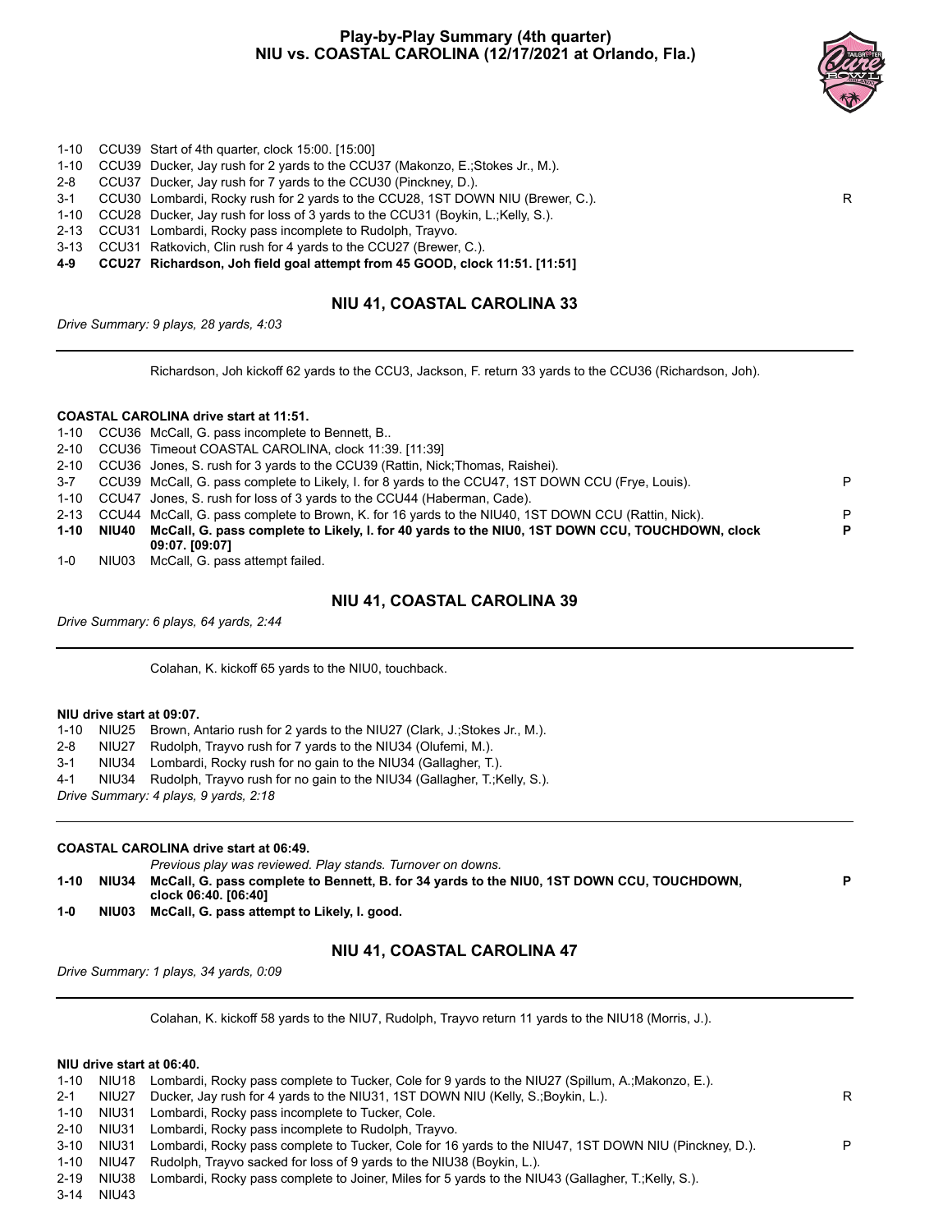# Play-by-Play Summary (4th quarter)
## NIU vs. COASTAL CAROLINA (12/17/2021 at Orlando, Fla.)

| | | | |
|---|---|---|---|
| 1-10 | CCU39 | Start of 4th quarter, clock 15:00. [15:00] | |
| 1-10 | CCU39 | Ducker, Jay rush for 2 yards to the CCU37 (Makonzo, E.;Stokes Jr., M.). | |
| 2-8 | CCU37 | Ducker, Jay rush for 7 yards to the CCU30 (Pinckney, D.). | |
| 3-1 | CCU30 | Lombardi, Rocky rush for 2 yards to the CCU28, 1ST DOWN NIU (Brewer, C.). | R |
| 1-10 | CCU28 | Ducker, Jay rush for loss of 3 yards to the CCU31 (Boykin, L.;Kelly, S.). | |
| 2-13 | CCU31 | Lombardi, Rocky pass incomplete to Rudolph, Trayvo. | |
| 3-13 | CCU31 | Ratkovich, Clin rush for 4 yards to the CCU27 (Brewer, C.). | |
| **4-9** | **CCU27** | **Richardson, Joh field goal attempt from 45 GOOD, clock 11:51. [11:51]** | |

### NIU 41, COASTAL CAROLINA 33

*Drive Summary: 9 plays, 28 yards, 4:03*

Richardson, Joh kickoff 62 yards to the CCU3, Jackson, F. return 33 yards to the CCU36 (Richardson, Joh).

**COASTAL CAROLINA drive start at 11:51.**

| | | | |
|---|---|---|---|
| 1-10 | CCU36 | McCall, G. pass incomplete to Bennett, B.. | |
| 2-10 | CCU36 | Timeout COASTAL CAROLINA, clock 11:39. [11:39] | |
| 2-10 | CCU36 | Jones, S. rush for 3 yards to the CCU39 (Rattin, Nick;Thomas, Raishei). | |
| 3-7 | CCU39 | McCall, G. pass complete to Likely, I. for 8 yards to the CCU47, 1ST DOWN CCU (Frye, Louis). | P |
| 1-10 | CCU47 | Jones, S. rush for loss of 3 yards to the CCU44 (Haberman, Cade). | |
| 2-13 | CCU44 | McCall, G. pass complete to Brown, K. for 16 yards to the NIU40, 1ST DOWN CCU (Rattin, Nick). | P |
| **1-10** | **NIU40** | **McCall, G. pass complete to Likely, I. for 40 yards to the NIU0, 1ST DOWN CCU, TOUCHDOWN, clock 09:07. [09:07]** | **P** |
| 1-0 | NIU03 | McCall, G. pass attempt failed. | |

### NIU 41, COASTAL CAROLINA 39

*Drive Summary: 6 plays, 64 yards, 2:44*

Colahan, K. kickoff 65 yards to the NIU0, touchback.

**NIU drive start at 09:07.**

| | | |
|---|---|---|
| 1-10 | NIU25 | Brown, Antario rush for 2 yards to the NIU27 (Clark, J.;Stokes Jr., M.). |
| 2-8 | NIU27 | Rudolph, Trayvo rush for 7 yards to the NIU34 (Olufemi, M.). |
| 3-1 | NIU34 | Lombardi, Rocky rush for no gain to the NIU34 (Gallagher, T.). |
| 4-1 | NIU34 | Rudolph, Trayvo rush for no gain to the NIU34 (Gallagher, T.;Kelly, S.). |

*Drive Summary: 4 plays, 9 yards, 2:18*

**COASTAL CAROLINA drive start at 06:49.**

| | | | |
|---|---|---|---|
| | | *Previous play was reviewed. Play stands. Turnover on downs.* | |
| **1-10** | **NIU34** | **McCall, G. pass complete to Bennett, B. for 34 yards to the NIU0, 1ST DOWN CCU, TOUCHDOWN, clock 06:40. [06:40]** | **P** |
| **1-0** | **NIU03** | **McCall, G. pass attempt to Likely, I. good.** | |

### NIU 41, COASTAL CAROLINA 47

*Drive Summary: 1 plays, 34 yards, 0:09*

Colahan, K. kickoff 58 yards to the NIU7, Rudolph, Trayvo return 11 yards to the NIU18 (Morris, J.).

**NIU drive start at 06:40.**

| | | | |
|---|---|---|---|
| 1-10 | NIU18 | Lombardi, Rocky pass complete to Tucker, Cole for 9 yards to the NIU27 (Spillum, A.;Makonzo, E.). | |
| 2-1 | NIU27 | Ducker, Jay rush for 4 yards to the NIU31, 1ST DOWN NIU (Kelly, S.;Boykin, L.). | R |
| 1-10 | NIU31 | Lombardi, Rocky pass incomplete to Tucker, Cole. | |
| 2-10 | NIU31 | Lombardi, Rocky pass incomplete to Rudolph, Trayvo. | |
| 3-10 | NIU31 | Lombardi, Rocky pass complete to Tucker, Cole for 16 yards to the NIU47, 1ST DOWN NIU (Pinckney, D.). | P |
| 1-10 | NIU47 | Rudolph, Trayvo sacked for loss of 9 yards to the NIU38 (Boykin, L.). | |
| 2-19 | NIU38 | Lombardi, Rocky pass complete to Joiner, Miles for 5 yards to the NIU43 (Gallagher, T.;Kelly, S.). | |
| 3-14 | NIU43 | | |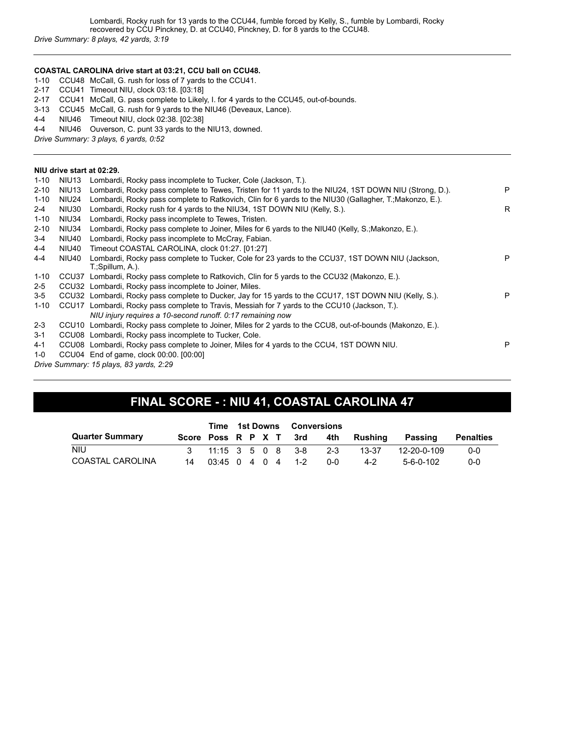Lombardi, Rocky rush for 13 yards to the CCU44, fumble forced by Kelly, S., fumble by Lombardi, Rocky recovered by CCU Pinckney, D. at CCU40, Pinckney, D. for 8 yards to the CCU48.

*Drive Summary: 8 plays, 42 yards, 3:19*

---

**COASTAL CAROLINA drive start at 03:21, CCU ball on CCU48.**

| | | | |
|---|---|---|---|
| 1-10 | CCU48 | McCall, G. rush for loss of 7 yards to the CCU41. | |
| 2-17 | CCU41 | Timeout NIU, clock 03:18. [03:18] | |
| 2-17 | CCU41 | McCall, G. pass complete to Likely, I. for 4 yards to the CCU45, out-of-bounds. | |
| 3-13 | CCU45 | McCall, G. rush for 9 yards to the NIU46 (Deveaux, Lance). | |
| 4-4 | NIU46 | Timeout NIU, clock 02:38. [02:38] | |
| 4-4 | NIU46 | Ouverson, C. punt 33 yards to the NIU13, downed. | |

*Drive Summary: 3 plays, 6 yards, 0:52*

---

**NIU drive start at 02:29.**

| | | | |
|---|---|---|---|
| 1-10 | NIU13 | Lombardi, Rocky pass incomplete to Tucker, Cole (Jackson, T.). | |
| 2-10 | NIU13 | Lombardi, Rocky pass complete to Tewes, Tristen for 11 yards to the NIU24, 1ST DOWN NIU (Strong, D.). | P |
| 1-10 | NIU24 | Lombardi, Rocky pass complete to Ratkovich, Clin for 6 yards to the NIU30 (Gallagher, T.;Makonzo, E.). | |
| 2-4 | NIU30 | Lombardi, Rocky rush for 4 yards to the NIU34, 1ST DOWN NIU (Kelly, S.). | R |
| 1-10 | NIU34 | Lombardi, Rocky pass incomplete to Tewes, Tristen. | |
| 2-10 | NIU34 | Lombardi, Rocky pass complete to Joiner, Miles for 6 yards to the NIU40 (Kelly, S.;Makonzo, E.). | |
| 3-4 | NIU40 | Lombardi, Rocky pass incomplete to McCray, Fabian. | |
| 4-4 | NIU40 | Timeout COASTAL CAROLINA, clock 01:27. [01:27] | |
| 4-4 | NIU40 | Lombardi, Rocky pass complete to Tucker, Cole for 23 yards to the CCU37, 1ST DOWN NIU (Jackson, T.;Spillum, A.). | P |
| 1-10 | CCU37 | Lombardi, Rocky pass complete to Ratkovich, Clin for 5 yards to the CCU32 (Makonzo, E.). | |
| 2-5 | CCU32 | Lombardi, Rocky pass incomplete to Joiner, Miles. | |
| 3-5 | CCU32 | Lombardi, Rocky pass complete to Ducker, Jay for 15 yards to the CCU17, 1ST DOWN NIU (Kelly, S.). | P |
| 1-10 | CCU17 | Lombardi, Rocky pass complete to Travis, Messiah for 7 yards to the CCU10 (Jackson, T.). *NIU injury requires a 10-second runoff. 0:17 remaining now* | |
| 2-3 | CCU10 | Lombardi, Rocky pass complete to Joiner, Miles for 2 yards to the CCU8, out-of-bounds (Makonzo, E.). | |
| 3-1 | CCU08 | Lombardi, Rocky pass incomplete to Tucker, Cole. | |
| 4-1 | CCU08 | Lombardi, Rocky pass complete to Joiner, Miles for 4 yards to the CCU4, 1ST DOWN NIU. | P |
| 1-0 | CCU04 | End of game, clock 00:00. [00:00] | |

*Drive Summary: 15 plays, 83 yards, 2:29*

---

## FINAL SCORE - : NIU 41, COASTAL CAROLINA 47

| Quarter Summary | Score | Time Poss | 1st Downs R | P | X | T | Conversions 3rd | 4th | Rushing | Passing | Penalties |
|---|---|---|---|---|---|---|---|---|---|---|---|
| NIU | 3 | 11:15 | 3 | 5 | 0 | 8 | 3-8 | 2-3 | 13-37 | 12-20-0-109 | 0-0 |
| COASTAL CAROLINA | 14 | 03:45 | 0 | 4 | 0 | 4 | 1-2 | 0-0 | 4-2 | 5-6-0-102 | 0-0 |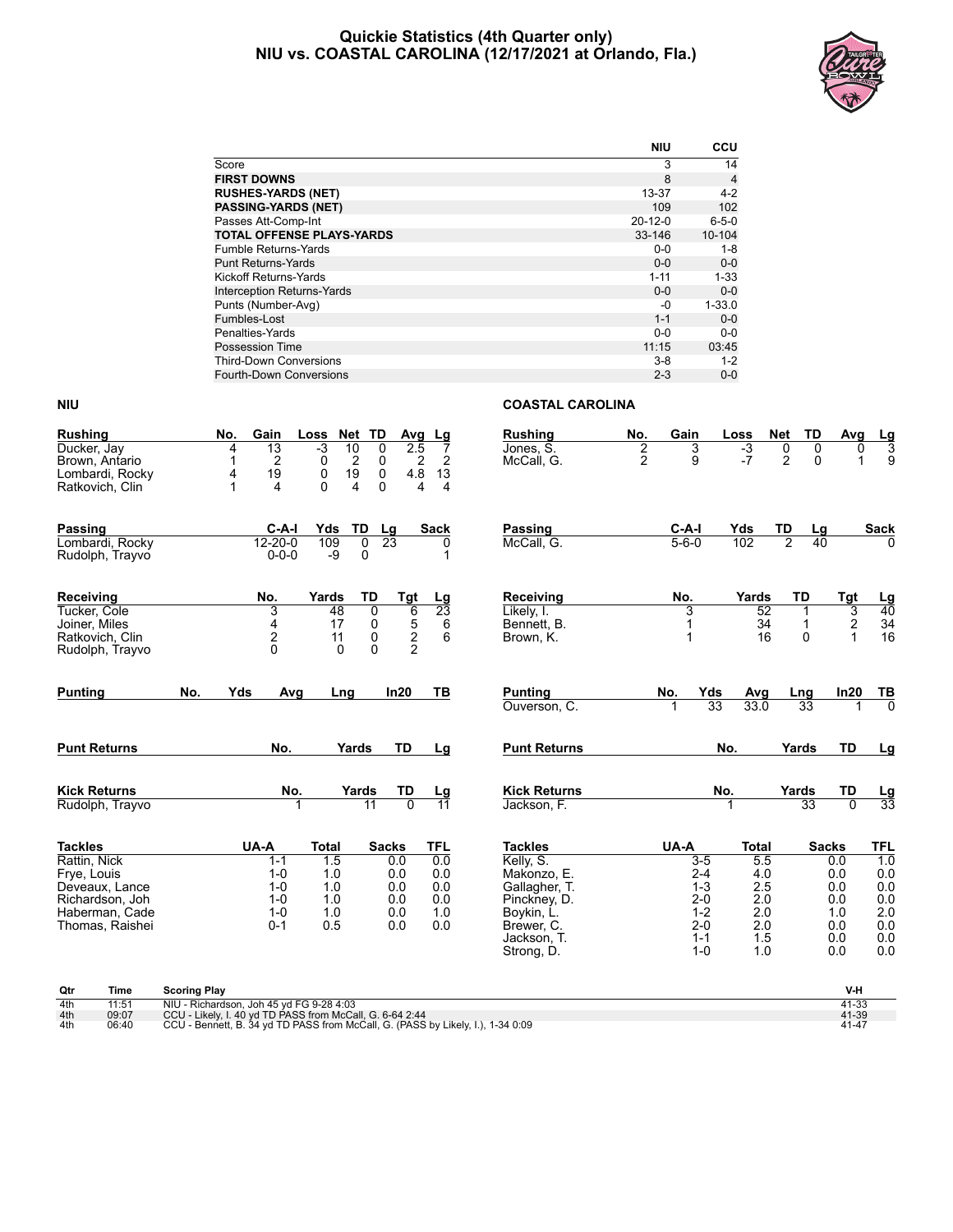# Quickie Statistics (4th Quarter only)
## NIU vs. COASTAL CAROLINA (12/17/2021 at Orlando, Fla.)

| | NIU | CCU |
|---|---|---|
| Score | 3 | 14 |
| **FIRST DOWNS** | 8 | 4 |
| **RUSHES-YARDS (NET)** | 13-37 | 4-2 |
| **PASSING-YARDS (NET)** | 109 | 102 |
| Passes Att-Comp-Int | 20-12-0 | 6-5-0 |
| **TOTAL OFFENSE PLAYS-YARDS** | 33-146 | 10-104 |
| Fumble Returns-Yards | 0-0 | 1-8 |
| Punt Returns-Yards | 0-0 | 0-0 |
| Kickoff Returns-Yards | 1-11 | 1-33 |
| Interception Returns-Yards | 0-0 | 0-0 |
| Punts (Number-Avg) | -0 | 1-33.0 |
| Fumbles-Lost | 1-1 | 0-0 |
| Penalties-Yards | 0-0 | 0-0 |
| Possession Time | 11:15 | 03:45 |
| Third-Down Conversions | 3-8 | 1-2 |
| Fourth-Down Conversions | 2-3 | 0-0 |

## NIU

| Rushing | No. | Gain | Loss | Net | TD | Avg | Lg |
|---|---|---|---|---|---|---|---|
| Ducker, Jay | 4 | 13 | -3 | 10 | 0 | 2.5 | 7 |
| Brown, Antario | 1 | 2 | 0 | 2 | 0 | 2 | 2 |
| Lombardi, Rocky | 4 | 19 | 0 | 19 | 0 | 4.8 | 13 |
| Ratkovich, Clin | 1 | 4 | 0 | 4 | 0 | 4 | 4 |

| Passing | C-A-I | Yds | TD | Lg | Sack |
|---|---|---|---|---|---|
| Lombardi, Rocky | 12-20-0 | 109 | 0 | 23 | 0 |
| Rudolph, Trayvo | 0-0-0 | -9 | 0 | | 1 |

| Receiving | No. | Yards | TD | Tgt | Lg |
|---|---|---|---|---|---|
| Tucker, Cole | 3 | 48 | 0 | 6 | 23 |
| Joiner, Miles | 4 | 17 | 0 | 5 | 6 |
| Ratkovich, Clin | 2 | 11 | 0 | 2 | 6 |
| Rudolph, Trayvo | 0 | 0 | 0 | 2 | |

| Punting | No. | Yds | Avg | Lng | In20 | TB |
|---|---|---|---|---|---|---|

| Punt Returns | No. | Yards | TD | Lg |
|---|---|---|---|---|

| Kick Returns | No. | Yards | TD | Lg |
|---|---|---|---|---|
| Rudolph, Trayvo | 1 | 11 | 0 | 11 |

| Tackles | UA-A | Total | Sacks | TFL |
|---|---|---|---|---|
| Rattin, Nick | 1-1 | 1.5 | 0.0 | 0.0 |
| Frye, Louis | 1-0 | 1.0 | 0.0 | 0.0 |
| Deveaux, Lance | 1-0 | 1.0 | 0.0 | 0.0 |
| Richardson, Joh | 1-0 | 1.0 | 0.0 | 0.0 |
| Haberman, Cade | 1-0 | 1.0 | 0.0 | 1.0 |
| Thomas, Raishei | 0-1 | 0.5 | 0.0 | 0.0 |

## COASTAL CAROLINA

| Rushing | No. | Gain | Loss | Net | TD | Avg | Lg |
|---|---|---|---|---|---|---|---|
| Jones, S. | 2 | 3 | -3 | 0 | 0 | 0 | 3 |
| McCall, G. | 2 | 9 | -7 | 2 | 0 | 1 | 9 |

| Passing | C-A-I | Yds | TD | Lg | Sack |
|---|---|---|---|---|---|
| McCall, G. | 5-6-0 | 102 | 2 | 40 | 0 |

| Receiving | No. | Yards | TD | Tgt | Lg |
|---|---|---|---|---|---|
| Likely, I. | 3 | 52 | 1 | 3 | 40 |
| Bennett, B. | 1 | 34 | 1 | 2 | 34 |
| Brown, K. | 1 | 16 | 0 | 1 | 16 |

| Punting | No. | Yds | Avg | Lng | In20 | TB |
|---|---|---|---|---|---|---|
| Ouverson, C. | 1 | 33 | 33.0 | 33 | 1 | 0 |

| Punt Returns | No. | Yards | TD | Lg |
|---|---|---|---|---|

| Kick Returns | No. | Yards | TD | Lg |
|---|---|---|---|---|
| Jackson, F. | 1 | 33 | 0 | 33 |

| Tackles | UA-A | Total | Sacks | TFL |
|---|---|---|---|---|
| Kelly, S. | 3-5 | 5.5 | 0.0 | 1.0 |
| Makonzo, E. | 2-4 | 4.0 | 0.0 | 0.0 |
| Gallagher, T. | 1-3 | 2.5 | 0.0 | 0.0 |
| Pinckney, D. | 2-0 | 2.0 | 0.0 | 0.0 |
| Boykin, L. | 1-2 | 2.0 | 1.0 | 2.0 |
| Brewer, C. | 2-0 | 2.0 | 0.0 | 0.0 |
| Jackson, T. | 1-1 | 1.5 | 0.0 | 0.0 |
| Strong, D. | 1-0 | 1.0 | 0.0 | 0.0 |

| Qtr | Time | Scoring Play | V-H |
|---|---|---|---|
| 4th | 11:51 | NIU - Richardson, Joh 45 yd FG 9-28 4:03 | 41-33 |
| 4th | 09:07 | CCU - Likely, I. 40 yd TD PASS from McCall, G. 6-64 2:44 | 41-39 |
| 4th | 06:40 | CCU - Bennett, B. 34 yd TD PASS from McCall, G. (PASS by Likely, I.), 1-34 0:09 | 41-47 |